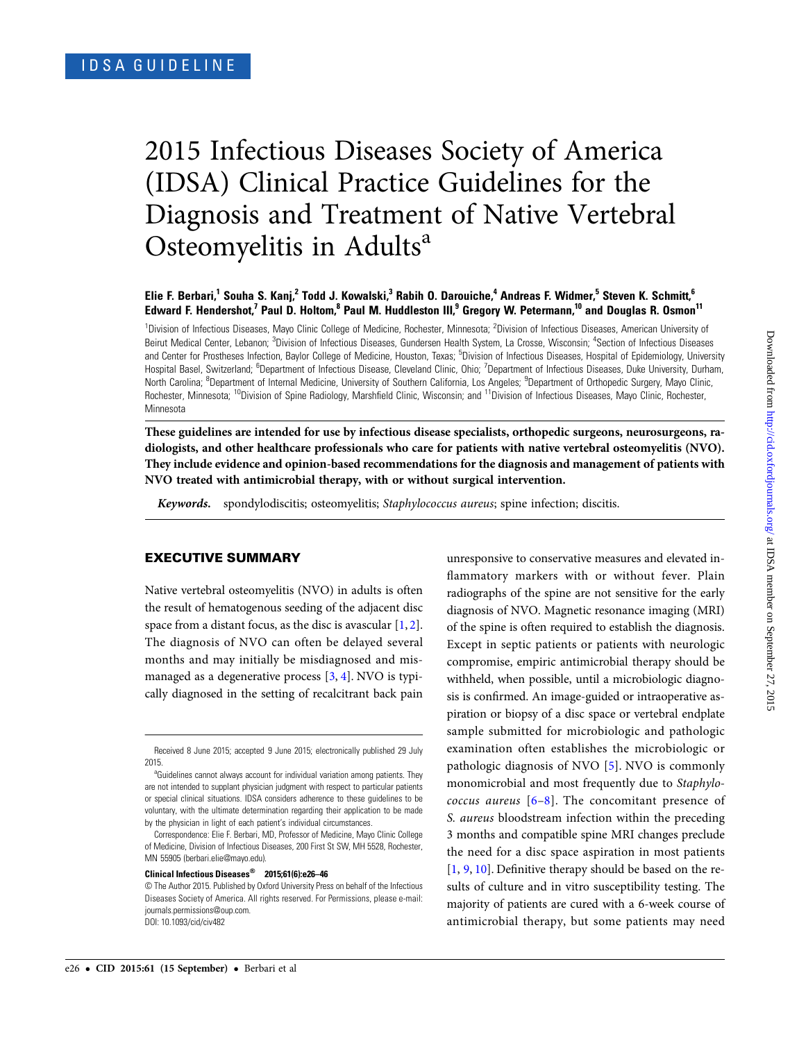IDSA GUIDELINE

# 2015 Infectious Diseases Society of America (IDSA) Clinical Practice Guidelines for the Diagnosis and Treatment of Native Vertebral Osteomyelitis in Adults[a]

**Elie F. Berbari,[1] Souha S. Kanj,[2] Todd J. Kowalski,[3] Rabih O. Darouiche,[4] Andreas F. Widmer,[5] Steven K. Schmitt,[6] Edward F. Hendershot,[7] Paul D. Holtom,[8] Paul M. Huddleston III,[9] Gregory W. Petermann,[10] and Douglas R. Osmon[11]**

[1]Division of Infectious Diseases, Mayo Clinic College of Medicine, Rochester, Minnesota; [2]Division of Infectious Diseases, American University of Beirut Medical Center, Lebanon; [3]Division of Infectious Diseases, Gundersen Health System, La Crosse, Wisconsin; [4]Section of Infectious Diseases and Center for Prostheses Infection, Baylor College of Medicine, Houston, Texas; [5]Division of Infectious Diseases, Hospital of Epidemiology, University Hospital Basel, Switzerland; [6]Department of Infectious Disease, Cleveland Clinic, Ohio; [7]Department of Infectious Diseases, Duke University, Durham, North Carolina; [8]Department of Internal Medicine, University of Southern California, Los Angeles; [9]Department of Orthopedic Surgery, Mayo Clinic, Rochester, Minnesota; [10]Division of Spine Radiology, Marshfield Clinic, Wisconsin; and [11]Division of Infectious Diseases, Mayo Clinic, Rochester, Minnesota

**These guidelines are intended for use by infectious disease specialists, orthopedic surgeons, neurosurgeons, radiologists, and other healthcare professionals who care for patients with native vertebral osteomyelitis (NVO). They include evidence and opinion-based recommendations for the diagnosis and management of patients with NVO treated with antimicrobial therapy, with or without surgical intervention.**

***Keywords.*** spondylodiscitis; osteomyelitis; *Staphylococcus aureus*; spine infection; discitis.

## EXECUTIVE SUMMARY

Native vertebral osteomyelitis (NVO) in adults is often the result of hematogenous seeding of the adjacent disc space from a distant focus, as the disc is avascular [1, 2]. The diagnosis of NVO can often be delayed several months and may initially be misdiagnosed and mismanaged as a degenerative process [3, 4]. NVO is typically diagnosed in the setting of recalcitrant back pain unresponsive to conservative measures and elevated inflammatory markers with or without fever. Plain radiographs of the spine are not sensitive for the early diagnosis of NVO. Magnetic resonance imaging (MRI) of the spine is often required to establish the diagnosis. Except in septic patients or patients with neurologic compromise, empiric antimicrobial therapy should be withheld, when possible, until a microbiologic diagnosis is confirmed. An image-guided or intraoperative aspiration or biopsy of a disc space or vertebral endplate sample submitted for microbiologic and pathologic examination often establishes the microbiologic or pathologic diagnosis of NVO [5]. NVO is commonly monomicrobial and most frequently due to *Staphylococcus aureus* [6–8]. The concomitant presence of *S. aureus* bloodstream infection within the preceding 3 months and compatible spine MRI changes preclude the need for a disc space aspiration in most patients [1, 9, 10]. Definitive therapy should be based on the results of culture and in vitro susceptibility testing. The majority of patients are cured with a 6-week course of antimicrobial therapy, but some patients may need

Received 8 June 2015; accepted 9 June 2015; electronically published 29 July 2015.

[a]Guidelines cannot always account for individual variation among patients. They are not intended to supplant physician judgment with respect to particular patients or special clinical situations. IDSA considers adherence to these guidelines to be voluntary, with the ultimate determination regarding their application to be made by the physician in light of each patient's individual circumstances.

Correspondence: Elie F. Berbari, MD, Professor of Medicine, Mayo Clinic College of Medicine, Division of Infectious Diseases, 200 First St SW, MH 5528, Rochester, MN 55905 (berbari.elie@mayo.edu).

**Clinical Infectious Diseases® 2015;61(6):e26–46**

© The Author 2015. Published by Oxford University Press on behalf of the Infectious Diseases Society of America. All rights reserved. For Permissions, please e-mail: journals.permissions@oup.com.
DOI: 10.1093/cid/civ482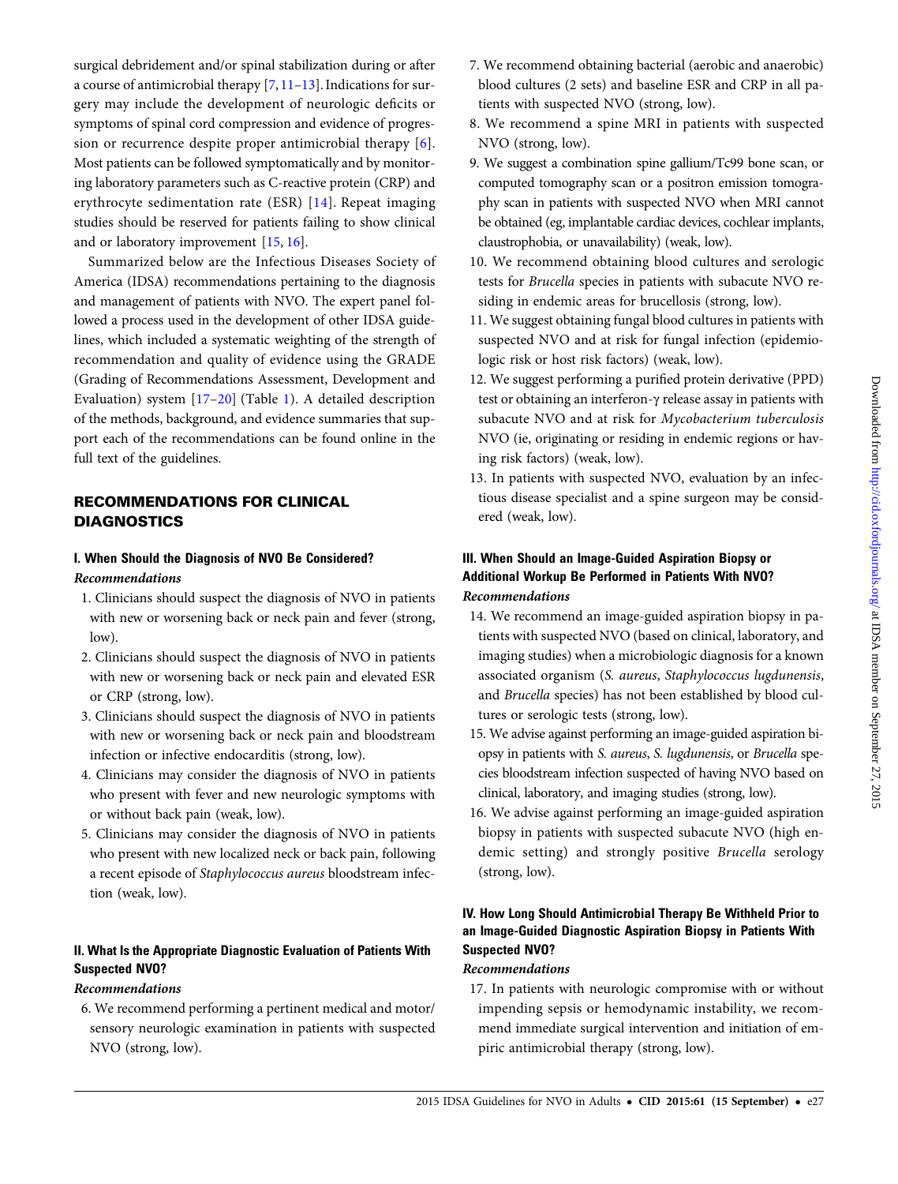surgical debridement and/or spinal stabilization during or after a course of antimicrobial therapy [7, 11–13]. Indications for surgery may include the development of neurologic deficits or symptoms of spinal cord compression and evidence of progression or recurrence despite proper antimicrobial therapy [6]. Most patients can be followed symptomatically and by monitoring laboratory parameters such as C-reactive protein (CRP) and erythrocyte sedimentation rate (ESR) [14]. Repeat imaging studies should be reserved for patients failing to show clinical and or laboratory improvement [15, 16].

Summarized below are the Infectious Diseases Society of America (IDSA) recommendations pertaining to the diagnosis and management of patients with NVO. The expert panel followed a process used in the development of other IDSA guidelines, which included a systematic weighting of the strength of recommendation and quality of evidence using the GRADE (Grading of Recommendations Assessment, Development and Evaluation) system [17–20] (Table 1). A detailed description of the methods, background, and evidence summaries that support each of the recommendations can be found online in the full text of the guidelines.

## RECOMMENDATIONS FOR CLINICAL DIAGNOSTICS

### I. When Should the Diagnosis of NVO Be Considered?

*Recommendations*

1. Clinicians should suspect the diagnosis of NVO in patients with new or worsening back or neck pain and fever (strong, low).
2. Clinicians should suspect the diagnosis of NVO in patients with new or worsening back or neck pain and elevated ESR or CRP (strong, low).
3. Clinicians should suspect the diagnosis of NVO in patients with new or worsening back or neck pain and bloodstream infection or infective endocarditis (strong, low).
4. Clinicians may consider the diagnosis of NVO in patients who present with fever and new neurologic symptoms with or without back pain (weak, low).
5. Clinicians may consider the diagnosis of NVO in patients who present with new localized neck or back pain, following a recent episode of *Staphylococcus aureus* bloodstream infection (weak, low).

### II. What Is the Appropriate Diagnostic Evaluation of Patients With Suspected NVO?

*Recommendations*

6. We recommend performing a pertinent medical and motor/sensory neurologic examination in patients with suspected NVO (strong, low).
7. We recommend obtaining bacterial (aerobic and anaerobic) blood cultures (2 sets) and baseline ESR and CRP in all patients with suspected NVO (strong, low).
8. We recommend a spine MRI in patients with suspected NVO (strong, low).
9. We suggest a combination spine gallium/Tc99 bone scan, or computed tomography scan or a positron emission tomography scan in patients with suspected NVO when MRI cannot be obtained (eg, implantable cardiac devices, cochlear implants, claustrophobia, or unavailability) (weak, low).
10. We recommend obtaining blood cultures and serologic tests for *Brucella* species in patients with subacute NVO residing in endemic areas for brucellosis (strong, low).
11. We suggest obtaining fungal blood cultures in patients with suspected NVO and at risk for fungal infection (epidemiologic risk or host risk factors) (weak, low).
12. We suggest performing a purified protein derivative (PPD) test or obtaining an interferon-γ release assay in patients with subacute NVO and at risk for *Mycobacterium tuberculosis* NVO (ie, originating or residing in endemic regions or having risk factors) (weak, low).
13. In patients with suspected NVO, evaluation by an infectious disease specialist and a spine surgeon may be considered (weak, low).

### III. When Should an Image-Guided Aspiration Biopsy or Additional Workup Be Performed in Patients With NVO?

*Recommendations*

14. We recommend an image-guided aspiration biopsy in patients with suspected NVO (based on clinical, laboratory, and imaging studies) when a microbiologic diagnosis for a known associated organism (*S. aureus*, *Staphylococcus lugdunensis*, and *Brucella* species) has not been established by blood cultures or serologic tests (strong, low).
15. We advise against performing an image-guided aspiration biopsy in patients with *S. aureus*, *S. lugdunensis*, or *Brucella* species bloodstream infection suspected of having NVO based on clinical, laboratory, and imaging studies (strong, low).
16. We advise against performing an image-guided aspiration biopsy in patients with suspected subacute NVO (high endemic setting) and strongly positive *Brucella* serology (strong, low).

### IV. How Long Should Antimicrobial Therapy Be Withheld Prior to an Image-Guided Diagnostic Aspiration Biopsy in Patients With Suspected NVO?

*Recommendations*

17. In patients with neurologic compromise with or without impending sepsis or hemodynamic instability, we recommend immediate surgical intervention and initiation of empiric antimicrobial therapy (strong, low).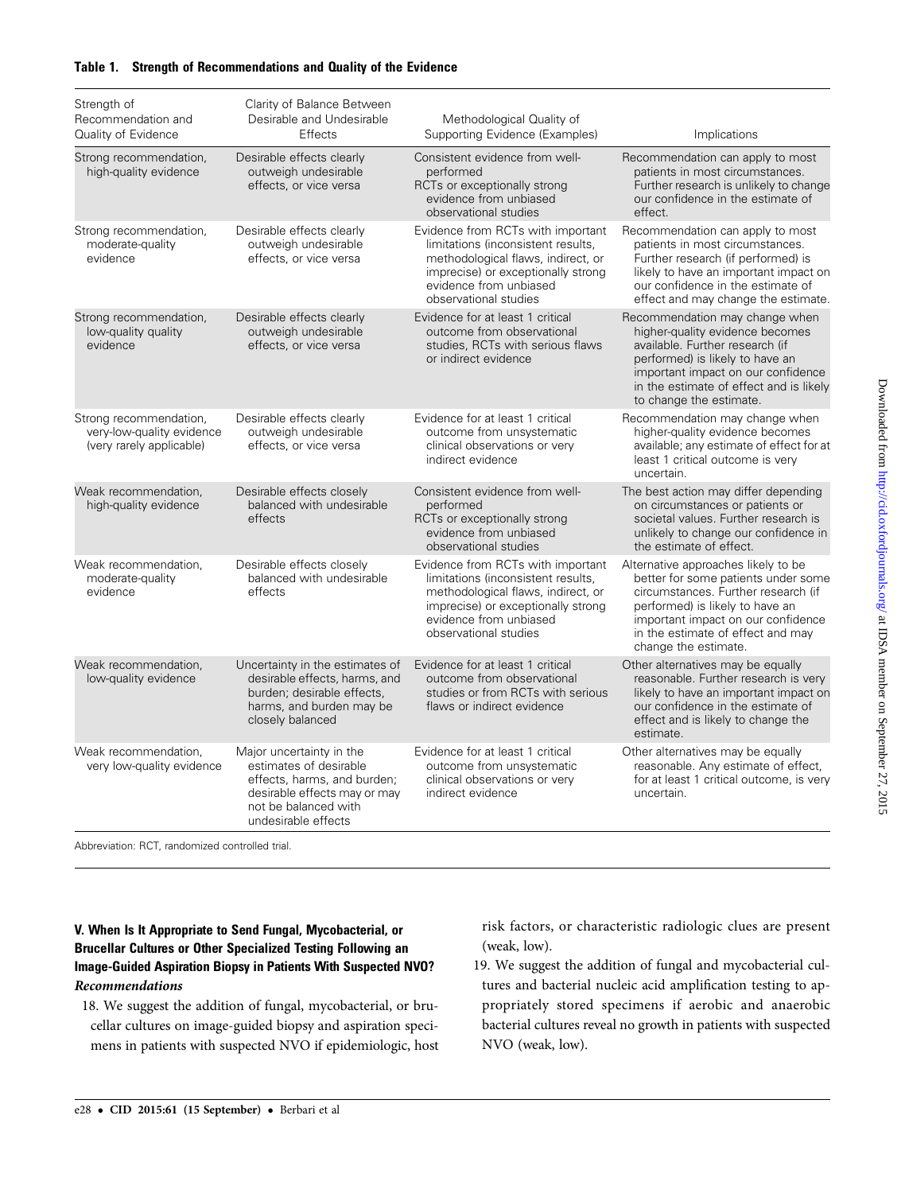**Table 1. Strength of Recommendations and Quality of the Evidence**

| Strength of Recommendation and Quality of Evidence | Clarity of Balance Between Desirable and Undesirable Effects | Methodological Quality of Supporting Evidence (Examples) | Implications |
|---|---|---|---|
| Strong recommendation, high-quality evidence | Desirable effects clearly outweigh undesirable effects, or vice versa | Consistent evidence from well-performed RCTs or exceptionally strong evidence from unbiased observational studies | Recommendation can apply to most patients in most circumstances. Further research is unlikely to change our confidence in the estimate of effect. |
| Strong recommendation, moderate-quality evidence | Desirable effects clearly outweigh undesirable effects, or vice versa | Evidence from RCTs with important limitations (inconsistent results, methodological flaws, indirect, or imprecise) or exceptionally strong evidence from unbiased observational studies | Recommendation can apply to most patients in most circumstances. Further research (if performed) is likely to have an important impact on our confidence in the estimate of effect and may change the estimate. |
| Strong recommendation, low-quality quality evidence | Desirable effects clearly outweigh undesirable effects, or vice versa | Evidence for at least 1 critical outcome from observational studies, RCTs with serious flaws or indirect evidence | Recommendation may change when higher-quality evidence becomes available. Further research (if performed) is likely to have an important impact on our confidence in the estimate of effect and is likely to change the estimate. |
| Strong recommendation, very-low-quality evidence (very rarely applicable) | Desirable effects clearly outweigh undesirable effects, or vice versa | Evidence for at least 1 critical outcome from unsystematic clinical observations or very indirect evidence | Recommendation may change when higher-quality evidence becomes available; any estimate of effect for at least 1 critical outcome is very uncertain. |
| Weak recommendation, high-quality evidence | Desirable effects closely balanced with undesirable effects | Consistent evidence from well-performed RCTs or exceptionally strong evidence from unbiased observational studies | The best action may differ depending on circumstances or patients or societal values. Further research is unlikely to change our confidence in the estimate of effect. |
| Weak recommendation, moderate-quality evidence | Desirable effects closely balanced with undesirable effects | Evidence from RCTs with important limitations (inconsistent results, methodological flaws, indirect, or imprecise) or exceptionally strong evidence from unbiased observational studies | Alternative approaches likely to be better for some patients under some circumstances. Further research (if performed) is likely to have an important impact on our confidence in the estimate of effect and may change the estimate. |
| Weak recommendation, low-quality evidence | Uncertainty in the estimates of desirable effects, harms, and burden; desirable effects, harms, and burden may be closely balanced | Evidence for at least 1 critical outcome from observational studies or from RCTs with serious flaws or indirect evidence | Other alternatives may be equally reasonable. Further research is very likely to have an important impact on our confidence in the estimate of effect and is likely to change the estimate. |
| Weak recommendation, very low-quality evidence | Major uncertainty in the estimates of desirable effects, harms, and burden; desirable effects may or may not be balanced with undesirable effects | Evidence for at least 1 critical outcome from unsystematic clinical observations or very indirect evidence | Other alternatives may be equally reasonable. Any estimate of effect, for at least 1 critical outcome, is very uncertain. |

Abbreviation: RCT, randomized controlled trial.

### V. When Is It Appropriate to Send Fungal, Mycobacterial, or Brucellar Cultures or Other Specialized Testing Following an Image-Guided Aspiration Biopsy in Patients With Suspected NVO?

***Recommendations***

18. We suggest the addition of fungal, mycobacterial, or brucellar cultures on image-guided biopsy and aspiration specimens in patients with suspected NVO if epidemiologic, host risk factors, or characteristic radiologic clues are present (weak, low).
19. We suggest the addition of fungal and mycobacterial cultures and bacterial nucleic acid amplification testing to appropriately stored specimens if aerobic and anaerobic bacterial cultures reveal no growth in patients with suspected NVO (weak, low).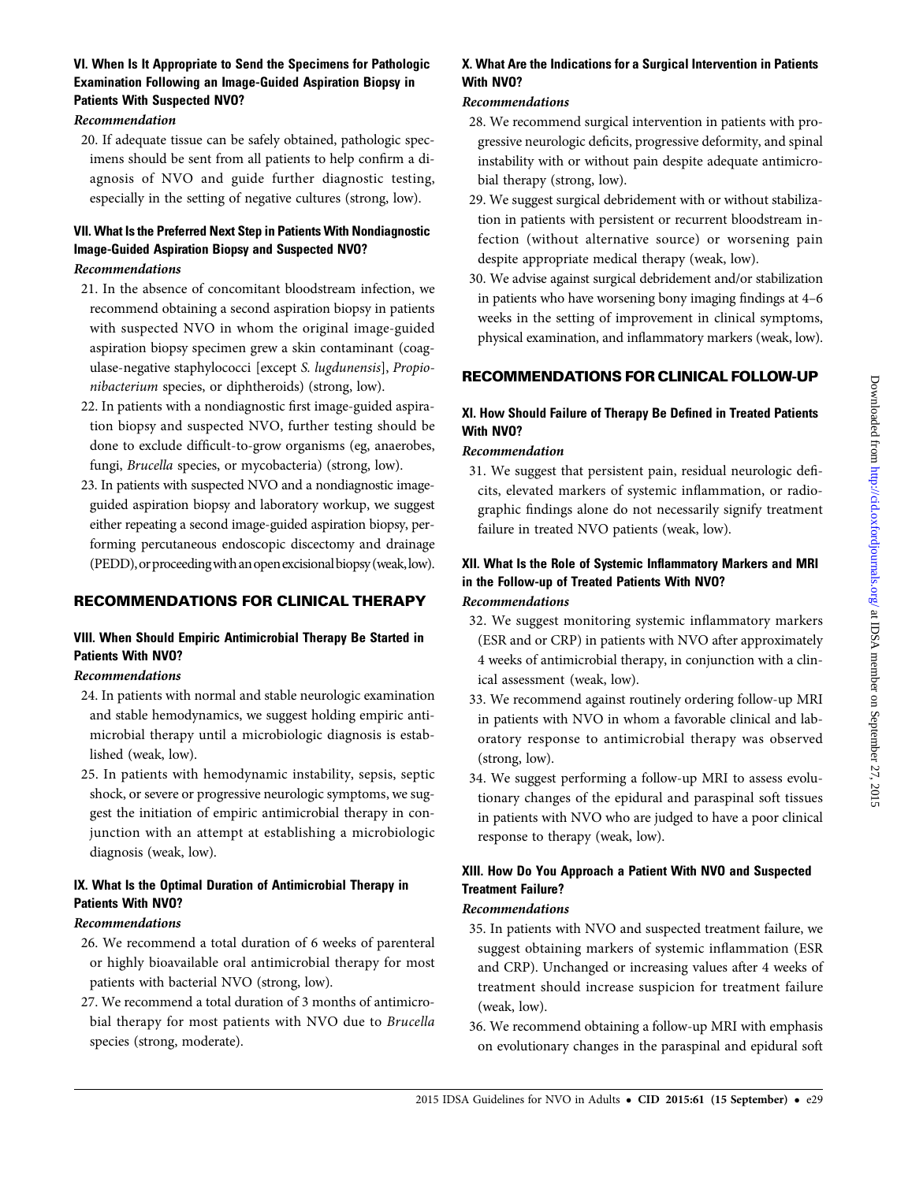### VI. When Is It Appropriate to Send the Specimens for Pathologic Examination Following an Image-Guided Aspiration Biopsy in Patients With Suspected NVO?

*Recommendation*

20. If adequate tissue can be safely obtained, pathologic specimens should be sent from all patients to help confirm a diagnosis of NVO and guide further diagnostic testing, especially in the setting of negative cultures (strong, low).

### VII. What Is the Preferred Next Step in Patients With Nondiagnostic Image-Guided Aspiration Biopsy and Suspected NVO?

*Recommendations*

21. In the absence of concomitant bloodstream infection, we recommend obtaining a second aspiration biopsy in patients with suspected NVO in whom the original image-guided aspiration biopsy specimen grew a skin contaminant (coagulase-negative staphylococci [except *S. lugdunensis*], *Propionibacterium* species, or diphtheroids) (strong, low).
22. In patients with a nondiagnostic first image-guided aspiration biopsy and suspected NVO, further testing should be done to exclude difficult-to-grow organisms (eg, anaerobes, fungi, *Brucella* species, or mycobacteria) (strong, low).
23. In patients with suspected NVO and a nondiagnostic image-guided aspiration biopsy and laboratory workup, we suggest either repeating a second image-guided aspiration biopsy, performing percutaneous endoscopic discectomy and drainage (PEDD), or proceeding with an open excisional biopsy (weak, low).

## RECOMMENDATIONS FOR CLINICAL THERAPY

### VIII. When Should Empiric Antimicrobial Therapy Be Started in Patients With NVO?

*Recommendations*

24. In patients with normal and stable neurologic examination and stable hemodynamics, we suggest holding empiric antimicrobial therapy until a microbiologic diagnosis is established (weak, low).
25. In patients with hemodynamic instability, sepsis, septic shock, or severe or progressive neurologic symptoms, we suggest the initiation of empiric antimicrobial therapy in conjunction with an attempt at establishing a microbiologic diagnosis (weak, low).

### IX. What Is the Optimal Duration of Antimicrobial Therapy in Patients With NVO?

*Recommendations*

26. We recommend a total duration of 6 weeks of parenteral or highly bioavailable oral antimicrobial therapy for most patients with bacterial NVO (strong, low).
27. We recommend a total duration of 3 months of antimicrobial therapy for most patients with NVO due to *Brucella* species (strong, moderate).

### X. What Are the Indications for a Surgical Intervention in Patients With NVO?

*Recommendations*

28. We recommend surgical intervention in patients with progressive neurologic deficits, progressive deformity, and spinal instability with or without pain despite adequate antimicrobial therapy (strong, low).
29. We suggest surgical debridement with or without stabilization in patients with persistent or recurrent bloodstream infection (without alternative source) or worsening pain despite appropriate medical therapy (weak, low).
30. We advise against surgical debridement and/or stabilization in patients who have worsening bony imaging findings at 4–6 weeks in the setting of improvement in clinical symptoms, physical examination, and inflammatory markers (weak, low).

## RECOMMENDATIONS FOR CLINICAL FOLLOW-UP

### XI. How Should Failure of Therapy Be Defined in Treated Patients With NVO?

*Recommendation*

31. We suggest that persistent pain, residual neurologic deficits, elevated markers of systemic inflammation, or radiographic findings alone do not necessarily signify treatment failure in treated NVO patients (weak, low).

### XII. What Is the Role of Systemic Inflammatory Markers and MRI in the Follow-up of Treated Patients With NVO?

*Recommendations*

32. We suggest monitoring systemic inflammatory markers (ESR and or CRP) in patients with NVO after approximately 4 weeks of antimicrobial therapy, in conjunction with a clinical assessment (weak, low).
33. We recommend against routinely ordering follow-up MRI in patients with NVO in whom a favorable clinical and laboratory response to antimicrobial therapy was observed (strong, low).
34. We suggest performing a follow-up MRI to assess evolutionary changes of the epidural and paraspinal soft tissues in patients with NVO who are judged to have a poor clinical response to therapy (weak, low).

### XIII. How Do You Approach a Patient With NVO and Suspected Treatment Failure?

*Recommendations*

35. In patients with NVO and suspected treatment failure, we suggest obtaining markers of systemic inflammation (ESR and CRP). Unchanged or increasing values after 4 weeks of treatment should increase suspicion for treatment failure (weak, low).
36. We recommend obtaining a follow-up MRI with emphasis on evolutionary changes in the paraspinal and epidural soft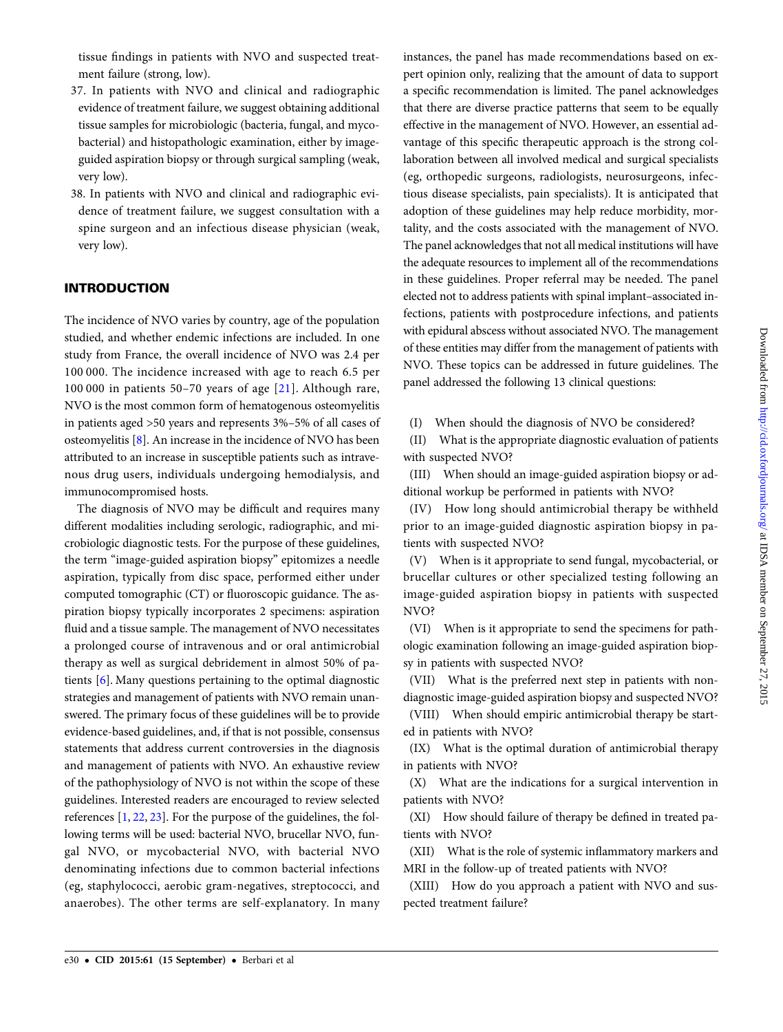tissue findings in patients with NVO and suspected treatment failure (strong, low).

37. In patients with NVO and clinical and radiographic evidence of treatment failure, we suggest obtaining additional tissue samples for microbiologic (bacteria, fungal, and mycobacterial) and histopathologic examination, either by image-guided aspiration biopsy or through surgical sampling (weak, very low).
38. In patients with NVO and clinical and radiographic evidence of treatment failure, we suggest consultation with a spine surgeon and an infectious disease physician (weak, very low).

## INTRODUCTION

The incidence of NVO varies by country, age of the population studied, and whether endemic infections are included. In one study from France, the overall incidence of NVO was 2.4 per 100 000. The incidence increased with age to reach 6.5 per 100 000 in patients 50–70 years of age [21]. Although rare, NVO is the most common form of hematogenous osteomyelitis in patients aged >50 years and represents 3%–5% of all cases of osteomyelitis [8]. An increase in the incidence of NVO has been attributed to an increase in susceptible patients such as intravenous drug users, individuals undergoing hemodialysis, and immunocompromised hosts.

The diagnosis of NVO may be difficult and requires many different modalities including serologic, radiographic, and microbiologic diagnostic tests. For the purpose of these guidelines, the term "image-guided aspiration biopsy" epitomizes a needle aspiration, typically from disc space, performed either under computed tomographic (CT) or fluoroscopic guidance. The aspiration biopsy typically incorporates 2 specimens: aspiration fluid and a tissue sample. The management of NVO necessitates a prolonged course of intravenous and or oral antimicrobial therapy as well as surgical debridement in almost 50% of patients [6]. Many questions pertaining to the optimal diagnostic strategies and management of patients with NVO remain unanswered. The primary focus of these guidelines will be to provide evidence-based guidelines, and, if that is not possible, consensus statements that address current controversies in the diagnosis and management of patients with NVO. An exhaustive review of the pathophysiology of NVO is not within the scope of these guidelines. Interested readers are encouraged to review selected references [1, 22, 23]. For the purpose of the guidelines, the following terms will be used: bacterial NVO, brucellar NVO, fungal NVO, or mycobacterial NVO, with bacterial NVO denominating infections due to common bacterial infections (eg, staphylococci, aerobic gram-negatives, streptococci, and anaerobes). The other terms are self-explanatory. In many instances, the panel has made recommendations based on expert opinion only, realizing that the amount of data to support a specific recommendation is limited. The panel acknowledges that there are diverse practice patterns that seem to be equally effective in the management of NVO. However, an essential advantage of this specific therapeutic approach is the strong collaboration between all involved medical and surgical specialists (eg, orthopedic surgeons, radiologists, neurosurgeons, infectious disease specialists, pain specialists). It is anticipated that adoption of these guidelines may help reduce morbidity, mortality, and the costs associated with the management of NVO. The panel acknowledges that not all medical institutions will have the adequate resources to implement all of the recommendations in these guidelines. Proper referral may be needed. The panel elected not to address patients with spinal implant–associated infections, patients with postprocedure infections, and patients with epidural abscess without associated NVO. The management of these entities may differ from the management of patients with NVO. These topics can be addressed in future guidelines. The panel addressed the following 13 clinical questions:

(I) When should the diagnosis of NVO be considered?

(II) What is the appropriate diagnostic evaluation of patients with suspected NVO?

(III) When should an image-guided aspiration biopsy or additional workup be performed in patients with NVO?

(IV) How long should antimicrobial therapy be withheld prior to an image-guided diagnostic aspiration biopsy in patients with suspected NVO?

(V) When is it appropriate to send fungal, mycobacterial, or brucellar cultures or other specialized testing following an image-guided aspiration biopsy in patients with suspected NVO?

(VI) When is it appropriate to send the specimens for pathologic examination following an image-guided aspiration biopsy in patients with suspected NVO?

(VII) What is the preferred next step in patients with nondiagnostic image-guided aspiration biopsy and suspected NVO?

(VIII) When should empiric antimicrobial therapy be started in patients with NVO?

(IX) What is the optimal duration of antimicrobial therapy in patients with NVO?

(X) What are the indications for a surgical intervention in patients with NVO?

(XI) How should failure of therapy be defined in treated patients with NVO?

(XII) What is the role of systemic inflammatory markers and MRI in the follow-up of treated patients with NVO?

(XIII) How do you approach a patient with NVO and suspected treatment failure?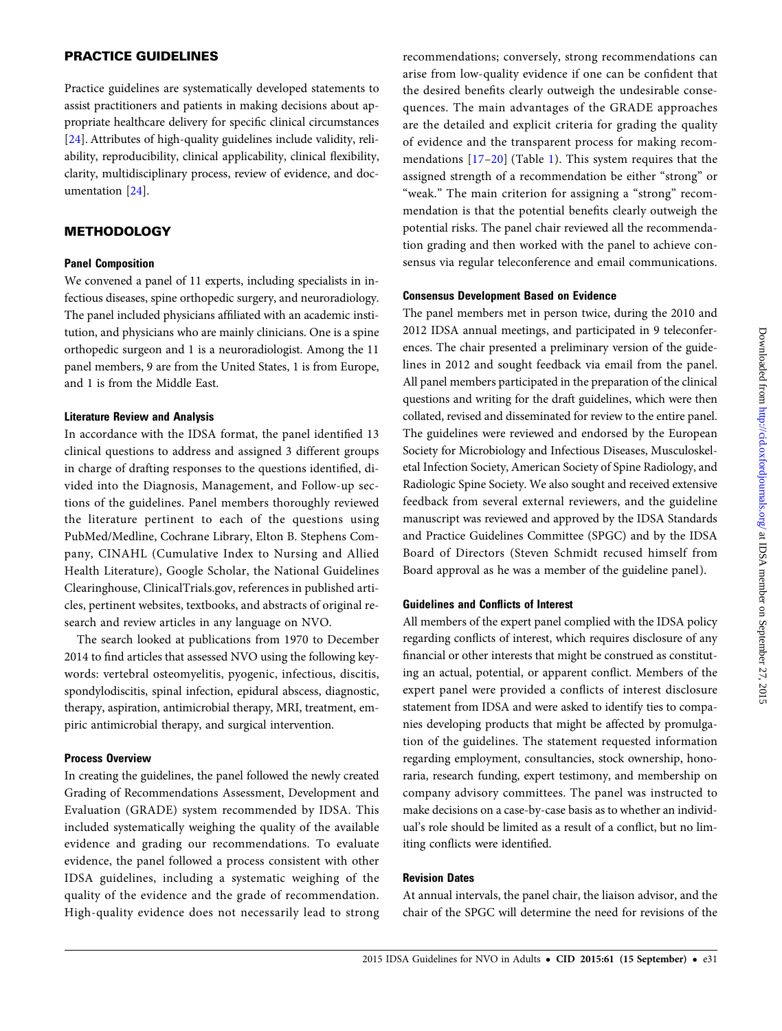## PRACTICE GUIDELINES

Practice guidelines are systematically developed statements to assist practitioners and patients in making decisions about appropriate healthcare delivery for specific clinical circumstances [24]. Attributes of high-quality guidelines include validity, reliability, reproducibility, clinical applicability, clinical flexibility, clarity, multidisciplinary process, review of evidence, and documentation [24].

## METHODOLOGY

### Panel Composition

We convened a panel of 11 experts, including specialists in infectious diseases, spine orthopedic surgery, and neuroradiology. The panel included physicians affiliated with an academic institution, and physicians who are mainly clinicians. One is a spine orthopedic surgeon and 1 is a neuroradiologist. Among the 11 panel members, 9 are from the United States, 1 is from Europe, and 1 is from the Middle East.

### Literature Review and Analysis

In accordance with the IDSA format, the panel identified 13 clinical questions to address and assigned 3 different groups in charge of drafting responses to the questions identified, divided into the Diagnosis, Management, and Follow-up sections of the guidelines. Panel members thoroughly reviewed the literature pertinent to each of the questions using PubMed/Medline, Cochrane Library, Elton B. Stephens Company, CINAHL (Cumulative Index to Nursing and Allied Health Literature), Google Scholar, the National Guidelines Clearinghouse, ClinicalTrials.gov, references in published articles, pertinent websites, textbooks, and abstracts of original research and review articles in any language on NVO.

The search looked at publications from 1970 to December 2014 to find articles that assessed NVO using the following keywords: vertebral osteomyelitis, pyogenic, infectious, discitis, spondylodiscitis, spinal infection, epidural abscess, diagnostic, therapy, aspiration, antimicrobial therapy, MRI, treatment, empiric antimicrobial therapy, and surgical intervention.

### Process Overview

In creating the guidelines, the panel followed the newly created Grading of Recommendations Assessment, Development and Evaluation (GRADE) system recommended by IDSA. This included systematically weighing the quality of the available evidence and grading our recommendations. To evaluate evidence, the panel followed a process consistent with other IDSA guidelines, including a systematic weighing of the quality of the evidence and the grade of recommendation. High-quality evidence does not necessarily lead to strong recommendations; conversely, strong recommendations can arise from low-quality evidence if one can be confident that the desired benefits clearly outweigh the undesirable consequences. The main advantages of the GRADE approaches are the detailed and explicit criteria for grading the quality of evidence and the transparent process for making recommendations [17–20] (Table 1). This system requires that the assigned strength of a recommendation be either "strong" or "weak." The main criterion for assigning a "strong" recommendation is that the potential benefits clearly outweigh the potential risks. The panel chair reviewed all the recommendation grading and then worked with the panel to achieve consensus via regular teleconference and email communications.

### Consensus Development Based on Evidence

The panel members met in person twice, during the 2010 and 2012 IDSA annual meetings, and participated in 9 teleconferences. The chair presented a preliminary version of the guidelines in 2012 and sought feedback via email from the panel. All panel members participated in the preparation of the clinical questions and writing for the draft guidelines, which were then collated, revised and disseminated for review to the entire panel. The guidelines were reviewed and endorsed by the European Society for Microbiology and Infectious Diseases, Musculoskeletal Infection Society, American Society of Spine Radiology, and Radiologic Spine Society. We also sought and received extensive feedback from several external reviewers, and the guideline manuscript was reviewed and approved by the IDSA Standards and Practice Guidelines Committee (SPGC) and by the IDSA Board of Directors (Steven Schmidt recused himself from Board approval as he was a member of the guideline panel).

### Guidelines and Conflicts of Interest

All members of the expert panel complied with the IDSA policy regarding conflicts of interest, which requires disclosure of any financial or other interests that might be construed as constituting an actual, potential, or apparent conflict. Members of the expert panel were provided a conflicts of interest disclosure statement from IDSA and were asked to identify ties to companies developing products that might be affected by promulgation of the guidelines. The statement requested information regarding employment, consultancies, stock ownership, honoraria, research funding, expert testimony, and membership on company advisory committees. The panel was instructed to make decisions on a case-by-case basis as to whether an individual's role should be limited as a result of a conflict, but no limiting conflicts were identified.

### Revision Dates

At annual intervals, the panel chair, the liaison advisor, and the chair of the SPGC will determine the need for revisions of the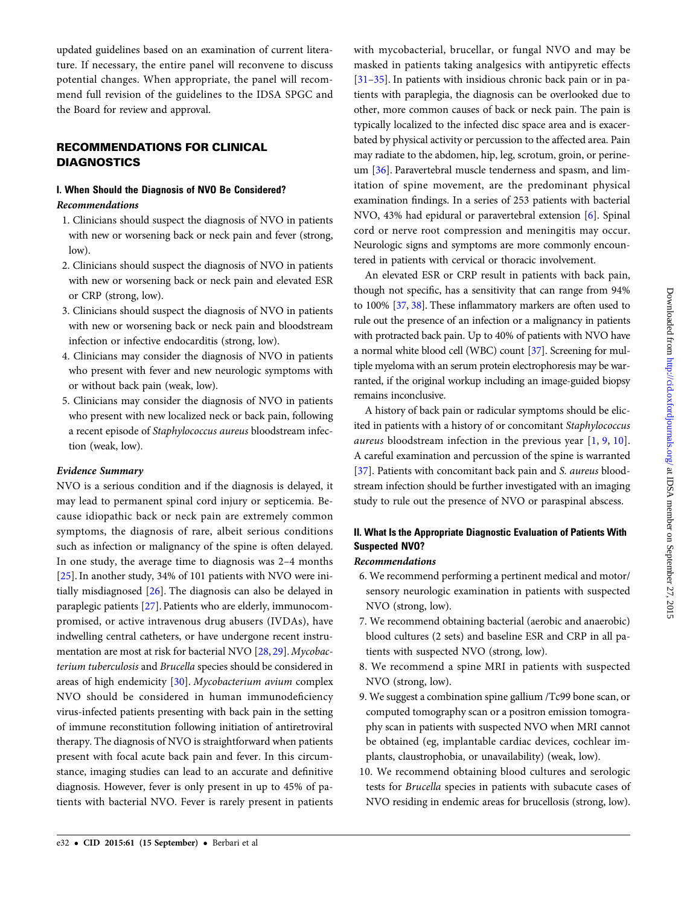updated guidelines based on an examination of current literature. If necessary, the entire panel will reconvene to discuss potential changes. When appropriate, the panel will recommend full revision of the guidelines to the IDSA SPGC and the Board for review and approval.

## RECOMMENDATIONS FOR CLINICAL DIAGNOSTICS

### I. When Should the Diagnosis of NVO Be Considered?

*Recommendations*

1. Clinicians should suspect the diagnosis of NVO in patients with new or worsening back or neck pain and fever (strong, low).
2. Clinicians should suspect the diagnosis of NVO in patients with new or worsening back or neck pain and elevated ESR or CRP (strong, low).
3. Clinicians should suspect the diagnosis of NVO in patients with new or worsening back or neck pain and bloodstream infection or infective endocarditis (strong, low).
4. Clinicians may consider the diagnosis of NVO in patients who present with fever and new neurologic symptoms with or without back pain (weak, low).
5. Clinicians may consider the diagnosis of NVO in patients who present with new localized neck or back pain, following a recent episode of *Staphylococcus aureus* bloodstream infection (weak, low).

*Evidence Summary*

NVO is a serious condition and if the diagnosis is delayed, it may lead to permanent spinal cord injury or septicemia. Because idiopathic back or neck pain are extremely common symptoms, the diagnosis of rare, albeit serious conditions such as infection or malignancy of the spine is often delayed. In one study, the average time to diagnosis was 2–4 months [25]. In another study, 34% of 101 patients with NVO were initially misdiagnosed [26]. The diagnosis can also be delayed in paraplegic patients [27]. Patients who are elderly, immunocompromised, or active intravenous drug abusers (IVDAs), have indwelling central catheters, or have undergone recent instrumentation are most at risk for bacterial NVO [28, 29]. *Mycobacterium tuberculosis* and *Brucella* species should be considered in areas of high endemicity [30]. *Mycobacterium avium* complex NVO should be considered in human immunodeficiency virus-infected patients presenting with back pain in the setting of immune reconstitution following initiation of antiretroviral therapy. The diagnosis of NVO is straightforward when patients present with focal acute back pain and fever. In this circumstance, imaging studies can lead to an accurate and definitive diagnosis. However, fever is only present in up to 45% of patients with bacterial NVO. Fever is rarely present in patients with mycobacterial, brucellar, or fungal NVO and may be masked in patients taking analgesics with antipyretic effects [31–35]. In patients with insidious chronic back pain or in patients with paraplegia, the diagnosis can be overlooked due to other, more common causes of back or neck pain. The pain is typically localized to the infected disc space area and is exacerbated by physical activity or percussion to the affected area. Pain may radiate to the abdomen, hip, leg, scrotum, groin, or perineum [36]. Paravertebral muscle tenderness and spasm, and limitation of spine movement, are the predominant physical examination findings. In a series of 253 patients with bacterial NVO, 43% had epidural or paravertebral extension [6]. Spinal cord or nerve root compression and meningitis may occur. Neurologic signs and symptoms are more commonly encountered in patients with cervical or thoracic involvement.

An elevated ESR or CRP result in patients with back pain, though not specific, has a sensitivity that can range from 94% to 100% [37, 38]. These inflammatory markers are often used to rule out the presence of an infection or a malignancy in patients with protracted back pain. Up to 40% of patients with NVO have a normal white blood cell (WBC) count [37]. Screening for multiple myeloma with an serum protein electrophoresis may be warranted, if the original workup including an image-guided biopsy remains inconclusive.

A history of back pain or radicular symptoms should be elicited in patients with a history of or concomitant *Staphylococcus aureus* bloodstream infection in the previous year [1, 9, 10]. A careful examination and percussion of the spine is warranted [37]. Patients with concomitant back pain and *S. aureus* bloodstream infection should be further investigated with an imaging study to rule out the presence of NVO or paraspinal abscess.

### II. What Is the Appropriate Diagnostic Evaluation of Patients With Suspected NVO?

*Recommendations*

6. We recommend performing a pertinent medical and motor/sensory neurologic examination in patients with suspected NVO (strong, low).
7. We recommend obtaining bacterial (aerobic and anaerobic) blood cultures (2 sets) and baseline ESR and CRP in all patients with suspected NVO (strong, low).
8. We recommend a spine MRI in patients with suspected NVO (strong, low).
9. We suggest a combination spine gallium /Tc99 bone scan, or computed tomography scan or a positron emission tomography scan in patients with suspected NVO when MRI cannot be obtained (eg, implantable cardiac devices, cochlear implants, claustrophobia, or unavailability) (weak, low).
10. We recommend obtaining blood cultures and serologic tests for *Brucella* species in patients with subacute cases of NVO residing in endemic areas for brucellosis (strong, low).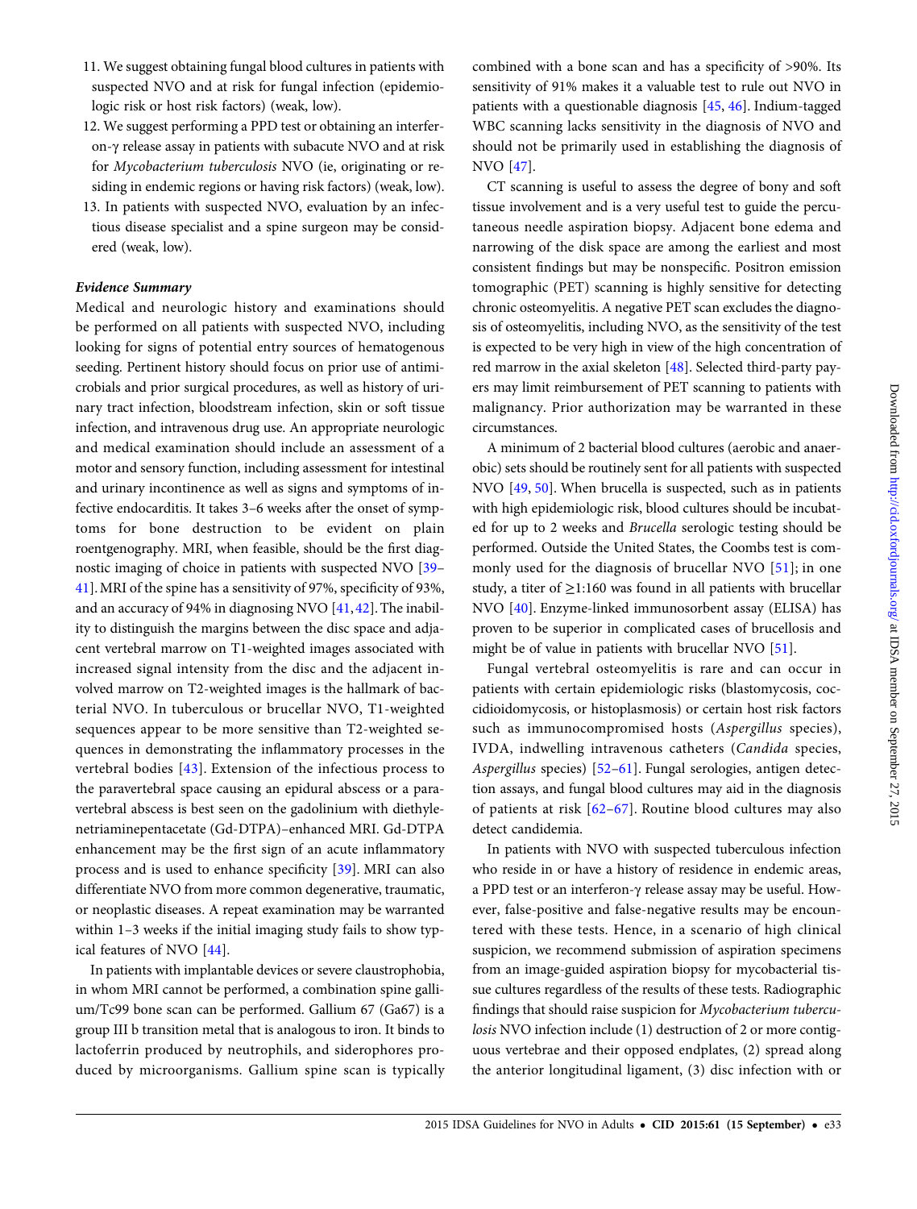11. We suggest obtaining fungal blood cultures in patients with suspected NVO and at risk for fungal infection (epidemiologic risk or host risk factors) (weak, low).
12. We suggest performing a PPD test or obtaining an interferon-γ release assay in patients with subacute NVO and at risk for *Mycobacterium tuberculosis* NVO (ie, originating or residing in endemic regions or having risk factors) (weak, low).
13. In patients with suspected NVO, evaluation by an infectious disease specialist and a spine surgeon may be considered (weak, low).

***Evidence Summary***

Medical and neurologic history and examinations should be performed on all patients with suspected NVO, including looking for signs of potential entry sources of hematogenous seeding. Pertinent history should focus on prior use of antimicrobials and prior surgical procedures, as well as history of urinary tract infection, bloodstream infection, skin or soft tissue infection, and intravenous drug use. An appropriate neurologic and medical examination should include an assessment of a motor and sensory function, including assessment for intestinal and urinary incontinence as well as signs and symptoms of infective endocarditis. It takes 3–6 weeks after the onset of symptoms for bone destruction to be evident on plain roentgenography. MRI, when feasible, should be the first diagnostic imaging of choice in patients with suspected NVO [39–41]. MRI of the spine has a sensitivity of 97%, specificity of 93%, and an accuracy of 94% in diagnosing NVO [41, 42]. The inability to distinguish the margins between the disc space and adjacent vertebral marrow on T1-weighted images associated with increased signal intensity from the disc and the adjacent involved marrow on T2-weighted images is the hallmark of bacterial NVO. In tuberculous or brucellar NVO, T1-weighted sequences appear to be more sensitive than T2-weighted sequences in demonstrating the inflammatory processes in the vertebral bodies [43]. Extension of the infectious process to the paravertebral space causing an epidural abscess or a paravertebral abscess is best seen on the gadolinium with diethylenetriaminepentacetate (Gd-DTPA)–enhanced MRI. Gd-DTPA enhancement may be the first sign of an acute inflammatory process and is used to enhance specificity [39]. MRI can also differentiate NVO from more common degenerative, traumatic, or neoplastic diseases. A repeat examination may be warranted within 1–3 weeks if the initial imaging study fails to show typical features of NVO [44].

In patients with implantable devices or severe claustrophobia, in whom MRI cannot be performed, a combination spine gallium/Tc99 bone scan can be performed. Gallium 67 (Ga67) is a group III b transition metal that is analogous to iron. It binds to lactoferrin produced by neutrophils, and siderophores produced by microorganisms. Gallium spine scan is typically combined with a bone scan and has a specificity of >90%. Its sensitivity of 91% makes it a valuable test to rule out NVO in patients with a questionable diagnosis [45, 46]. Indium-tagged WBC scanning lacks sensitivity in the diagnosis of NVO and should not be primarily used in establishing the diagnosis of NVO [47].

CT scanning is useful to assess the degree of bony and soft tissue involvement and is a very useful test to guide the percutaneous needle aspiration biopsy. Adjacent bone edema and narrowing of the disk space are among the earliest and most consistent findings but may be nonspecific. Positron emission tomographic (PET) scanning is highly sensitive for detecting chronic osteomyelitis. A negative PET scan excludes the diagnosis of osteomyelitis, including NVO, as the sensitivity of the test is expected to be very high in view of the high concentration of red marrow in the axial skeleton [48]. Selected third-party payers may limit reimbursement of PET scanning to patients with malignancy. Prior authorization may be warranted in these circumstances.

A minimum of 2 bacterial blood cultures (aerobic and anaerobic) sets should be routinely sent for all patients with suspected NVO [49, 50]. When brucella is suspected, such as in patients with high epidemiologic risk, blood cultures should be incubated for up to 2 weeks and *Brucella* serologic testing should be performed. Outside the United States, the Coombs test is commonly used for the diagnosis of brucellar NVO [51]; in one study, a titer of ≥1:160 was found in all patients with brucellar NVO [40]. Enzyme-linked immunosorbent assay (ELISA) has proven to be superior in complicated cases of brucellosis and might be of value in patients with brucellar NVO [51].

Fungal vertebral osteomyelitis is rare and can occur in patients with certain epidemiologic risks (blastomycosis, coccidioidomycosis, or histoplasmosis) or certain host risk factors such as immunocompromised hosts (*Aspergillus* species), IVDA, indwelling intravenous catheters (*Candida* species, *Aspergillus* species) [52–61]. Fungal serologies, antigen detection assays, and fungal blood cultures may aid in the diagnosis of patients at risk [62–67]. Routine blood cultures may also detect candidemia.

In patients with NVO with suspected tuberculous infection who reside in or have a history of residence in endemic areas, a PPD test or an interferon-γ release assay may be useful. However, false-positive and false-negative results may be encountered with these tests. Hence, in a scenario of high clinical suspicion, we recommend submission of aspiration specimens from an image-guided aspiration biopsy for mycobacterial tissue cultures regardless of the results of these tests. Radiographic findings that should raise suspicion for *Mycobacterium tuberculosis* NVO infection include (1) destruction of 2 or more contiguous vertebrae and their opposed endplates, (2) spread along the anterior longitudinal ligament, (3) disc infection with or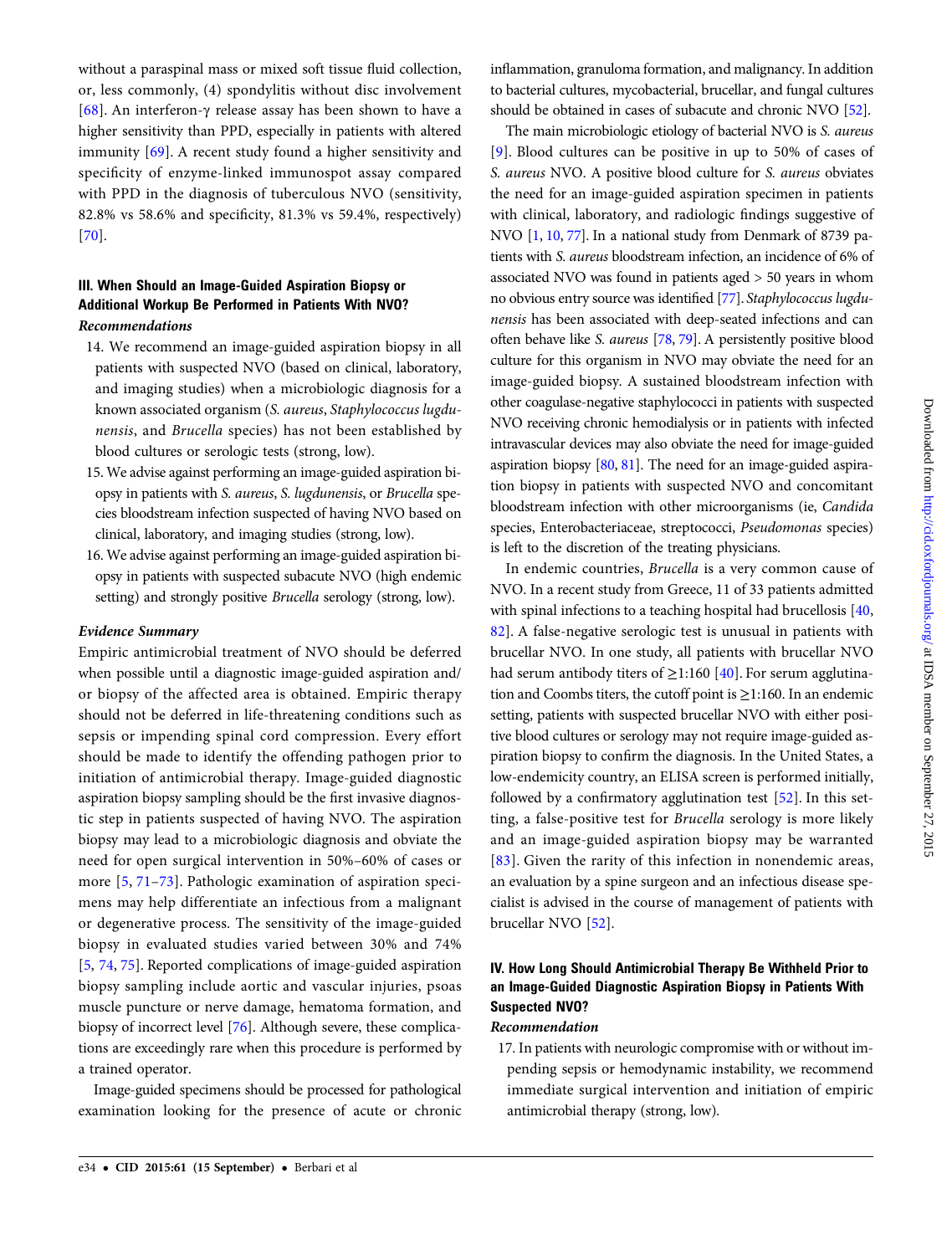without a paraspinal mass or mixed soft tissue fluid collection, or, less commonly, (4) spondylitis without disc involvement [68]. An interferon-γ release assay has been shown to have a higher sensitivity than PPD, especially in patients with altered immunity [69]. A recent study found a higher sensitivity and specificity of enzyme-linked immunospot assay compared with PPD in the diagnosis of tuberculous NVO (sensitivity, 82.8% vs 58.6% and specificity, 81.3% vs 59.4%, respectively) [70].

### III. When Should an Image-Guided Aspiration Biopsy or Additional Workup Be Performed in Patients With NVO?

#### *Recommendations*

14. We recommend an image-guided aspiration biopsy in all patients with suspected NVO (based on clinical, laboratory, and imaging studies) when a microbiologic diagnosis for a known associated organism (*S. aureus*, *Staphylococcus lugdunensis*, and *Brucella* species) has not been established by blood cultures or serologic tests (strong, low).
15. We advise against performing an image-guided aspiration biopsy in patients with *S. aureus*, *S. lugdunensis*, or *Brucella* species bloodstream infection suspected of having NVO based on clinical, laboratory, and imaging studies (strong, low).
16. We advise against performing an image-guided aspiration biopsy in patients with suspected subacute NVO (high endemic setting) and strongly positive *Brucella* serology (strong, low).

#### *Evidence Summary*

Empiric antimicrobial treatment of NVO should be deferred when possible until a diagnostic image-guided aspiration and/or biopsy of the affected area is obtained. Empiric therapy should not be deferred in life-threatening conditions such as sepsis or impending spinal cord compression. Every effort should be made to identify the offending pathogen prior to initiation of antimicrobial therapy. Image-guided diagnostic aspiration biopsy sampling should be the first invasive diagnostic step in patients suspected of having NVO. The aspiration biopsy may lead to a microbiologic diagnosis and obviate the need for open surgical intervention in 50%–60% of cases or more [5, 71–73]. Pathologic examination of aspiration specimens may help differentiate an infectious from a malignant or degenerative process. The sensitivity of the image-guided biopsy in evaluated studies varied between 30% and 74% [5, 74, 75]. Reported complications of image-guided aspiration biopsy sampling include aortic and vascular injuries, psoas muscle puncture or nerve damage, hematoma formation, and biopsy of incorrect level [76]. Although severe, these complications are exceedingly rare when this procedure is performed by a trained operator.

Image-guided specimens should be processed for pathological examination looking for the presence of acute or chronic inflammation, granuloma formation, and malignancy. In addition to bacterial cultures, mycobacterial, brucellar, and fungal cultures should be obtained in cases of subacute and chronic NVO [52].

The main microbiologic etiology of bacterial NVO is *S. aureus* [9]. Blood cultures can be positive in up to 50% of cases of *S. aureus* NVO. A positive blood culture for *S. aureus* obviates the need for an image-guided aspiration specimen in patients with clinical, laboratory, and radiologic findings suggestive of NVO [1, 10, 77]. In a national study from Denmark of 8739 patients with *S. aureus* bloodstream infection, an incidence of 6% of associated NVO was found in patients aged > 50 years in whom no obvious entry source was identified [77]. *Staphylococcus lugdunensis* has been associated with deep-seated infections and can often behave like *S. aureus* [78, 79]. A persistently positive blood culture for this organism in NVO may obviate the need for an image-guided biopsy. A sustained bloodstream infection with other coagulase-negative staphylococci in patients with suspected NVO receiving chronic hemodialysis or in patients with infected intravascular devices may also obviate the need for image-guided aspiration biopsy [80, 81]. The need for an image-guided aspiration biopsy in patients with suspected NVO and concomitant bloodstream infection with other microorganisms (ie, *Candida* species, Enterobacteriaceae, streptococci, *Pseudomonas* species) is left to the discretion of the treating physicians.

In endemic countries, *Brucella* is a very common cause of NVO. In a recent study from Greece, 11 of 33 patients admitted with spinal infections to a teaching hospital had brucellosis [40, 82]. A false-negative serologic test is unusual in patients with brucellar NVO. In one study, all patients with brucellar NVO had serum antibody titers of ≥1:160 [40]. For serum agglutination and Coombs titers, the cutoff point is ≥1:160. In an endemic setting, patients with suspected brucellar NVO with either positive blood cultures or serology may not require image-guided aspiration biopsy to confirm the diagnosis. In the United States, a low-endemicity country, an ELISA screen is performed initially, followed by a confirmatory agglutination test [52]. In this setting, a false-positive test for *Brucella* serology is more likely and an image-guided aspiration biopsy may be warranted [83]. Given the rarity of this infection in nonendemic areas, an evaluation by a spine surgeon and an infectious disease specialist is advised in the course of management of patients with brucellar NVO [52].

### IV. How Long Should Antimicrobial Therapy Be Withheld Prior to an Image-Guided Diagnostic Aspiration Biopsy in Patients With Suspected NVO?

#### *Recommendation*

17. In patients with neurologic compromise with or without impending sepsis or hemodynamic instability, we recommend immediate surgical intervention and initiation of empiric antimicrobial therapy (strong, low).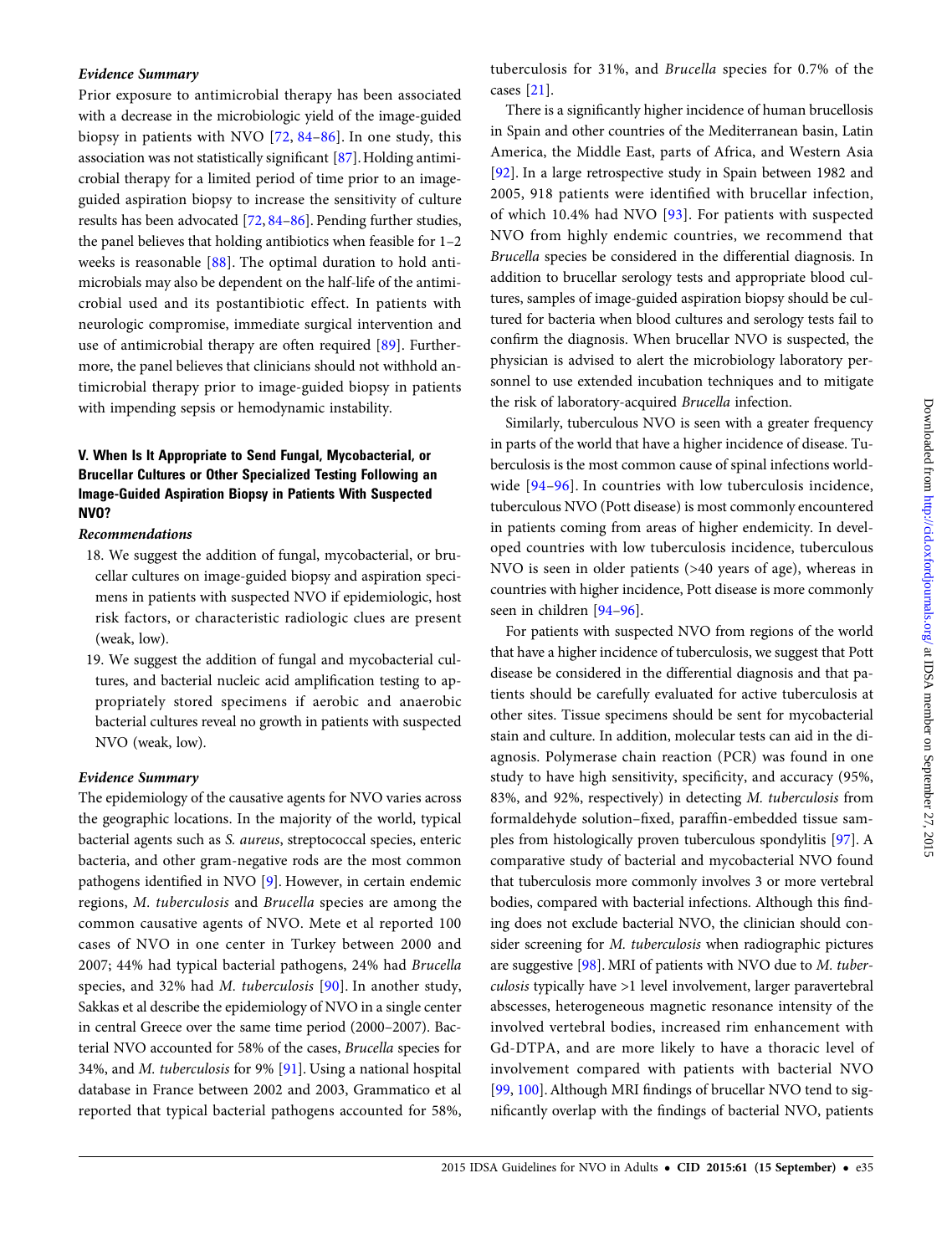### *Evidence Summary*

Prior exposure to antimicrobial therapy has been associated with a decrease in the microbiologic yield of the image-guided biopsy in patients with NVO [72, 84–86]. In one study, this association was not statistically significant [87]. Holding antimicrobial therapy for a limited period of time prior to an image-guided aspiration biopsy to increase the sensitivity of culture results has been advocated [72, 84–86]. Pending further studies, the panel believes that holding antibiotics when feasible for 1–2 weeks is reasonable [88]. The optimal duration to hold antimicrobials may also be dependent on the half-life of the antimicrobial used and its postantibiotic effect. In patients with neurologic compromise, immediate surgical intervention and use of antimicrobial therapy are often required [89]. Furthermore, the panel believes that clinicians should not withhold antimicrobial therapy prior to image-guided biopsy in patients with impending sepsis or hemodynamic instability.

## V. When Is It Appropriate to Send Fungal, Mycobacterial, or Brucellar Cultures or Other Specialized Testing Following an Image-Guided Aspiration Biopsy in Patients With Suspected NVO?

### *Recommendations*

18. We suggest the addition of fungal, mycobacterial, or brucellar cultures on image-guided biopsy and aspiration specimens in patients with suspected NVO if epidemiologic, host risk factors, or characteristic radiologic clues are present (weak, low).
19. We suggest the addition of fungal and mycobacterial cultures, and bacterial nucleic acid amplification testing to appropriately stored specimens if aerobic and anaerobic bacterial cultures reveal no growth in patients with suspected NVO (weak, low).

### *Evidence Summary*

The epidemiology of the causative agents for NVO varies across the geographic locations. In the majority of the world, typical bacterial agents such as *S. aureus*, streptococcal species, enteric bacteria, and other gram-negative rods are the most common pathogens identified in NVO [9]. However, in certain endemic regions, *M. tuberculosis* and *Brucella* species are among the common causative agents of NVO. Mete et al reported 100 cases of NVO in one center in Turkey between 2000 and 2007; 44% had typical bacterial pathogens, 24% had *Brucella* species, and 32% had *M. tuberculosis* [90]. In another study, Sakkas et al describe the epidemiology of NVO in a single center in central Greece over the same time period (2000–2007). Bacterial NVO accounted for 58% of the cases, *Brucella* species for 34%, and *M. tuberculosis* for 9% [91]. Using a national hospital database in France between 2002 and 2003, Grammatico et al reported that typical bacterial pathogens accounted for 58%, tuberculosis for 31%, and *Brucella* species for 0.7% of the cases [21].

There is a significantly higher incidence of human brucellosis in Spain and other countries of the Mediterranean basin, Latin America, the Middle East, parts of Africa, and Western Asia [92]. In a large retrospective study in Spain between 1982 and 2005, 918 patients were identified with brucellar infection, of which 10.4% had NVO [93]. For patients with suspected NVO from highly endemic countries, we recommend that *Brucella* species be considered in the differential diagnosis. In addition to brucellar serology tests and appropriate blood cultures, samples of image-guided aspiration biopsy should be cultured for bacteria when blood cultures and serology tests fail to confirm the diagnosis. When brucellar NVO is suspected, the physician is advised to alert the microbiology laboratory personnel to use extended incubation techniques and to mitigate the risk of laboratory-acquired *Brucella* infection.

Similarly, tuberculous NVO is seen with a greater frequency in parts of the world that have a higher incidence of disease. Tuberculosis is the most common cause of spinal infections worldwide [94–96]. In countries with low tuberculosis incidence, tuberculous NVO (Pott disease) is most commonly encountered in patients coming from areas of higher endemicity. In developed countries with low tuberculosis incidence, tuberculous NVO is seen in older patients (>40 years of age), whereas in countries with higher incidence, Pott disease is more commonly seen in children [94–96].

For patients with suspected NVO from regions of the world that have a higher incidence of tuberculosis, we suggest that Pott disease be considered in the differential diagnosis and that patients should be carefully evaluated for active tuberculosis at other sites. Tissue specimens should be sent for mycobacterial stain and culture. In addition, molecular tests can aid in the diagnosis. Polymerase chain reaction (PCR) was found in one study to have high sensitivity, specificity, and accuracy (95%, 83%, and 92%, respectively) in detecting *M. tuberculosis* from formaldehyde solution–fixed, paraffin-embedded tissue samples from histologically proven tuberculous spondylitis [97]. A comparative study of bacterial and mycobacterial NVO found that tuberculosis more commonly involves 3 or more vertebral bodies, compared with bacterial infections. Although this finding does not exclude bacterial NVO, the clinician should consider screening for *M. tuberculosis* when radiographic pictures are suggestive [98]. MRI of patients with NVO due to *M. tuberculosis* typically have >1 level involvement, larger paravertebral abscesses, heterogeneous magnetic resonance intensity of the involved vertebral bodies, increased rim enhancement with Gd-DTPA, and are more likely to have a thoracic level of involvement compared with patients with bacterial NVO [99, 100]. Although MRI findings of brucellar NVO tend to significantly overlap with the findings of bacterial NVO, patients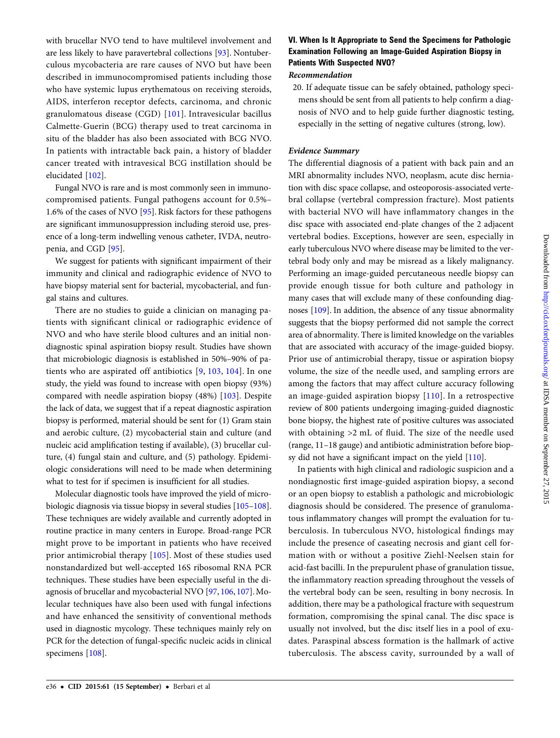with brucellar NVO tend to have multilevel involvement and are less likely to have paravertebral collections [93]. Nontuberculous mycobacteria are rare causes of NVO but have been described in immunocompromised patients including those who have systemic lupus erythematous on receiving steroids, AIDS, interferon receptor defects, carcinoma, and chronic granulomatous disease (CGD) [101]. Intravesicular bacillus Calmette-Guerin (BCG) therapy used to treat carcinoma in situ of the bladder has also been associated with BCG NVO. In patients with intractable back pain, a history of bladder cancer treated with intravesical BCG instillation should be elucidated [102].

Fungal NVO is rare and is most commonly seen in immunocompromised patients. Fungal pathogens account for 0.5%–1.6% of the cases of NVO [95]. Risk factors for these pathogens are significant immunosuppression including steroid use, presence of a long-term indwelling venous catheter, IVDA, neutropenia, and CGD [95].

We suggest for patients with significant impairment of their immunity and clinical and radiographic evidence of NVO to have biopsy material sent for bacterial, mycobacterial, and fungal stains and cultures.

There are no studies to guide a clinician on managing patients with significant clinical or radiographic evidence of NVO and who have sterile blood cultures and an initial nondiagnostic spinal aspiration biopsy result. Studies have shown that microbiologic diagnosis is established in 50%–90% of patients who are aspirated off antibiotics [9, 103, 104]. In one study, the yield was found to increase with open biopsy (93%) compared with needle aspiration biopsy (48%) [103]. Despite the lack of data, we suggest that if a repeat diagnostic aspiration biopsy is performed, material should be sent for (1) Gram stain and aerobic culture, (2) mycobacterial stain and culture (and nucleic acid amplification testing if available), (3) brucellar culture, (4) fungal stain and culture, and (5) pathology. Epidemiologic considerations will need to be made when determining what to test for if specimen is insufficient for all studies.

Molecular diagnostic tools have improved the yield of microbiologic diagnosis via tissue biopsy in several studies [105–108]. These techniques are widely available and currently adopted in routine practice in many centers in Europe. Broad-range PCR might prove to be important in patients who have received prior antimicrobial therapy [105]. Most of these studies used nonstandardized but well-accepted 16S ribosomal RNA PCR techniques. These studies have been especially useful in the diagnosis of brucellar and mycobacterial NVO [97, 106, 107]. Molecular techniques have also been used with fungal infections and have enhanced the sensitivity of conventional methods used in diagnostic mycology. These techniques mainly rely on PCR for the detection of fungal-specific nucleic acids in clinical specimens [108].

### VI. When Is It Appropriate to Send the Specimens for Pathologic Examination Following an Image-Guided Aspiration Biopsy in Patients With Suspected NVO?

#### *Recommendation*

20. If adequate tissue can be safely obtained, pathology specimens should be sent from all patients to help confirm a diagnosis of NVO and to help guide further diagnostic testing, especially in the setting of negative cultures (strong, low).

#### *Evidence Summary*

The differential diagnosis of a patient with back pain and an MRI abnormality includes NVO, neoplasm, acute disc herniation with disc space collapse, and osteoporosis-associated vertebral collapse (vertebral compression fracture). Most patients with bacterial NVO will have inflammatory changes in the disc space with associated end-plate changes of the 2 adjacent vertebral bodies. Exceptions, however are seen, especially in early tuberculous NVO where disease may be limited to the vertebral body only and may be misread as a likely malignancy. Performing an image-guided percutaneous needle biopsy can provide enough tissue for both culture and pathology in many cases that will exclude many of these confounding diagnoses [109]. In addition, the absence of any tissue abnormality suggests that the biopsy performed did not sample the correct area of abnormality. There is limited knowledge on the variables that are associated with accuracy of the image-guided biopsy. Prior use of antimicrobial therapy, tissue or aspiration biopsy volume, the size of the needle used, and sampling errors are among the factors that may affect culture accuracy following an image-guided aspiration biopsy [110]. In a retrospective review of 800 patients undergoing imaging-guided diagnostic bone biopsy, the highest rate of positive cultures was associated with obtaining >2 mL of fluid. The size of the needle used (range, 11–18 gauge) and antibiotic administration before biopsy did not have a significant impact on the yield [110].

In patients with high clinical and radiologic suspicion and a nondiagnostic first image-guided aspiration biopsy, a second or an open biopsy to establish a pathologic and microbiologic diagnosis should be considered. The presence of granulomatous inflammatory changes will prompt the evaluation for tuberculosis. In tuberculous NVO, histological findings may include the presence of caseating necrosis and giant cell formation with or without a positive Ziehl-Neelsen stain for acid-fast bacilli. In the prepurulent phase of granulation tissue, the inflammatory reaction spreading throughout the vessels of the vertebral body can be seen, resulting in bony necrosis. In addition, there may be a pathological fracture with sequestrum formation, compromising the spinal canal. The disc space is usually not involved, but the disc itself lies in a pool of exudates. Paraspinal abscess formation is the hallmark of active tuberculosis. The abscess cavity, surrounded by a wall of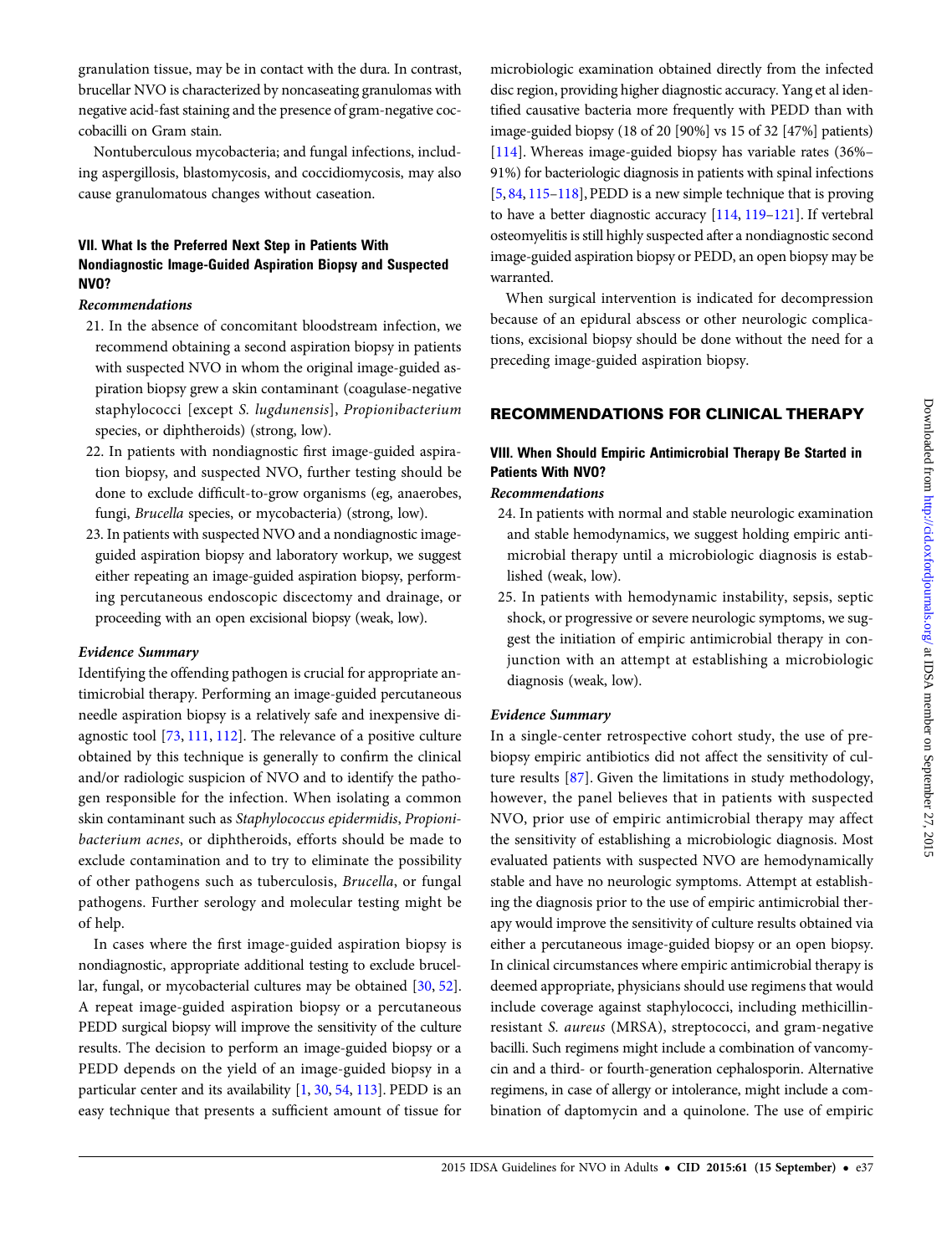granulation tissue, may be in contact with the dura. In contrast, brucellar NVO is characterized by noncaseating granulomas with negative acid-fast staining and the presence of gram-negative coccobacilli on Gram stain.

Nontuberculous mycobacteria; and fungal infections, including aspergillosis, blastomycosis, and coccidiomycosis, may also cause granulomatous changes without caseation.

### VII. What Is the Preferred Next Step in Patients With Nondiagnostic Image-Guided Aspiration Biopsy and Suspected NVO?

#### *Recommendations*

21. In the absence of concomitant bloodstream infection, we recommend obtaining a second aspiration biopsy in patients with suspected NVO in whom the original image-guided aspiration biopsy grew a skin contaminant (coagulase-negative staphylococci [except *S. lugdunensis*], *Propionibacterium* species, or diphtheroids) (strong, low).
22. In patients with nondiagnostic first image-guided aspiration biopsy, and suspected NVO, further testing should be done to exclude difficult-to-grow organisms (eg, anaerobes, fungi, *Brucella* species, or mycobacteria) (strong, low).
23. In patients with suspected NVO and a nondiagnostic image-guided aspiration biopsy and laboratory workup, we suggest either repeating an image-guided aspiration biopsy, performing percutaneous endoscopic discectomy and drainage, or proceeding with an open excisional biopsy (weak, low).

#### *Evidence Summary*

Identifying the offending pathogen is crucial for appropriate antimicrobial therapy. Performing an image-guided percutaneous needle aspiration biopsy is a relatively safe and inexpensive diagnostic tool [73, 111, 112]. The relevance of a positive culture obtained by this technique is generally to confirm the clinical and/or radiologic suspicion of NVO and to identify the pathogen responsible for the infection. When isolating a common skin contaminant such as *Staphylococcus epidermidis*, *Propionibacterium acnes*, or diphtheroids, efforts should be made to exclude contamination and to try to eliminate the possibility of other pathogens such as tuberculosis, *Brucella*, or fungal pathogens. Further serology and molecular testing might be of help.

In cases where the first image-guided aspiration biopsy is nondiagnostic, appropriate additional testing to exclude brucellar, fungal, or mycobacterial cultures may be obtained [30, 52]. A repeat image-guided aspiration biopsy or a percutaneous PEDD surgical biopsy will improve the sensitivity of the culture results. The decision to perform an image-guided biopsy or a PEDD depends on the yield of an image-guided biopsy in a particular center and its availability [1, 30, 54, 113]. PEDD is an easy technique that presents a sufficient amount of tissue for microbiologic examination obtained directly from the infected disc region, providing higher diagnostic accuracy. Yang et al identified causative bacteria more frequently with PEDD than with image-guided biopsy (18 of 20 [90%] vs 15 of 32 [47%] patients) [114]. Whereas image-guided biopsy has variable rates (36%–91%) for bacteriologic diagnosis in patients with spinal infections [5, 84, 115–118], PEDD is a new simple technique that is proving to have a better diagnostic accuracy [114, 119–121]. If vertebral osteomyelitis is still highly suspected after a nondiagnostic second image-guided aspiration biopsy or PEDD, an open biopsy may be warranted.

When surgical intervention is indicated for decompression because of an epidural abscess or other neurologic complications, excisional biopsy should be done without the need for a preceding image-guided aspiration biopsy.

## RECOMMENDATIONS FOR CLINICAL THERAPY

### VIII. When Should Empiric Antimicrobial Therapy Be Started in Patients With NVO?

#### *Recommendations*

24. In patients with normal and stable neurologic examination and stable hemodynamics, we suggest holding empiric antimicrobial therapy until a microbiologic diagnosis is established (weak, low).
25. In patients with hemodynamic instability, sepsis, septic shock, or progressive or severe neurologic symptoms, we suggest the initiation of empiric antimicrobial therapy in conjunction with an attempt at establishing a microbiologic diagnosis (weak, low).

#### *Evidence Summary*

In a single-center retrospective cohort study, the use of prebiopsy empiric antibiotics did not affect the sensitivity of culture results [87]. Given the limitations in study methodology, however, the panel believes that in patients with suspected NVO, prior use of empiric antimicrobial therapy may affect the sensitivity of establishing a microbiologic diagnosis. Most evaluated patients with suspected NVO are hemodynamically stable and have no neurologic symptoms. Attempt at establishing the diagnosis prior to the use of empiric antimicrobial therapy would improve the sensitivity of culture results obtained via either a percutaneous image-guided biopsy or an open biopsy. In clinical circumstances where empiric antimicrobial therapy is deemed appropriate, physicians should use regimens that would include coverage against staphylococci, including methicillin-resistant *S. aureus* (MRSA), streptococci, and gram-negative bacilli. Such regimens might include a combination of vancomycin and a third- or fourth-generation cephalosporin. Alternative regimens, in case of allergy or intolerance, might include a combination of daptomycin and a quinolone. The use of empiric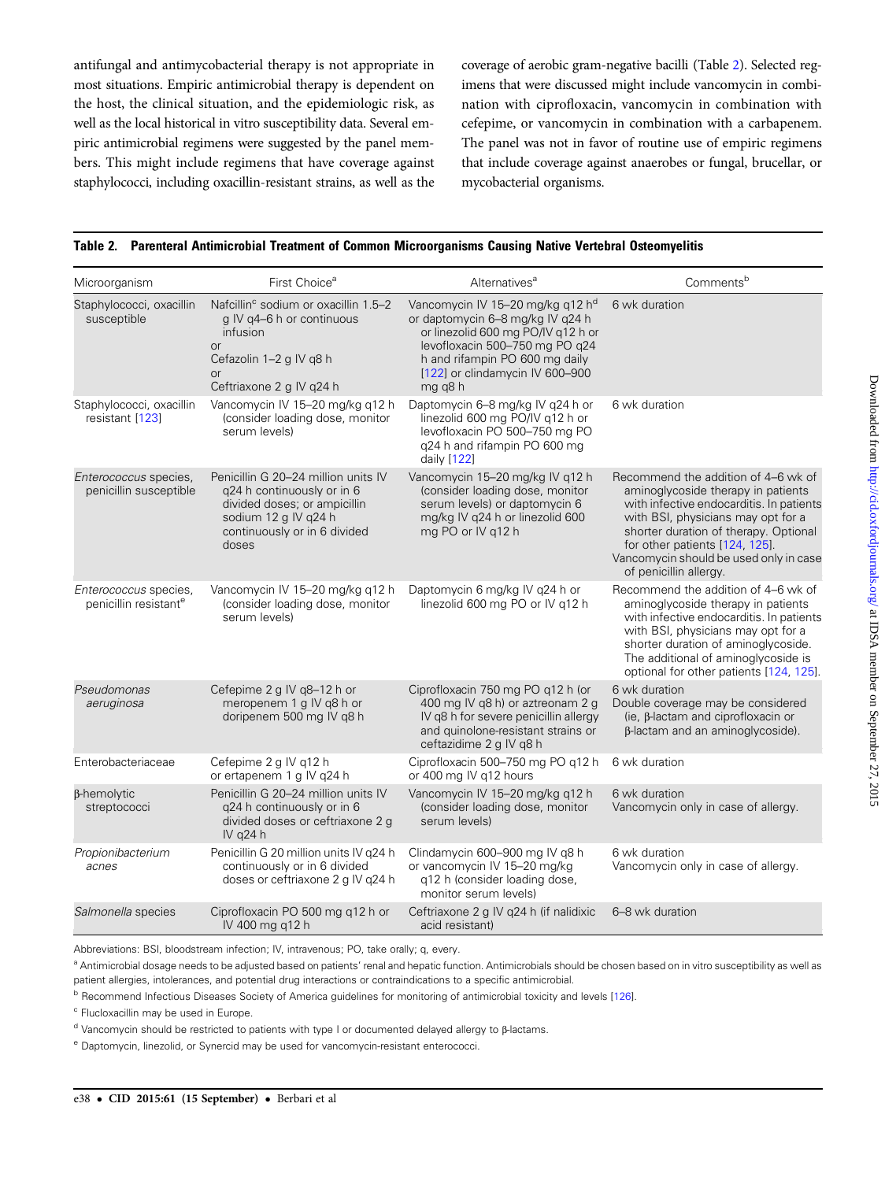antifungal and antimycobacterial therapy is not appropriate in most situations. Empiric antimicrobial therapy is dependent on the host, the clinical situation, and the epidemiologic risk, as well as the local historical in vitro susceptibility data. Several empiric antimicrobial regimens were suggested by the panel members. This might include regimens that have coverage against staphylococci, including oxacillin-resistant strains, as well as the coverage of aerobic gram-negative bacilli (Table 2). Selected regimens that were discussed might include vancomycin in combination with ciprofloxacin, vancomycin in combination with cefepime, or vancomycin in combination with a carbapenem. The panel was not in favor of routine use of empiric regimens that include coverage against anaerobes or fungal, brucellar, or mycobacterial organisms.

**Table 2. Parenteral Antimicrobial Treatment of Common Microorganisms Causing Native Vertebral Osteomyelitis**

| Microorganism | First Choice[a] | Alternatives[a] | Comments[b] |
|---|---|---|---|
| Staphylococci, oxacillin susceptible | Nafcillin[c] sodium or oxacillin 1.5–2 g IV q4–6 h or continuous infusion or Cefazolin 1–2 g IV q8 h or Ceftriaxone 2 g IV q24 h | Vancomycin IV 15–20 mg/kg q12 h[d] or daptomycin 6–8 mg/kg IV q24 h or linezolid 600 mg PO/IV q12 h or levofloxacin 500–750 mg PO q24 h and rifampin PO 600 mg daily [122] or clindamycin IV 600–900 mg q8 h | 6 wk duration |
| Staphylococci, oxacillin resistant [123] | Vancomycin IV 15–20 mg/kg q12 h (consider loading dose, monitor serum levels) | Daptomycin 6–8 mg/kg IV q24 h or linezolid 600 mg PO/IV q12 h or levofloxacin PO 500–750 mg PO q24 h and rifampin PO 600 mg daily [122] | 6 wk duration |
| *Enterococcus* species, penicillin susceptible | Penicillin G 20–24 million units IV q24 h continuously or in 6 divided doses; or ampicillin sodium 12 g IV q24 h continuously or in 6 divided doses | Vancomycin 15–20 mg/kg IV q12 h (consider loading dose, monitor serum levels) or daptomycin 6 mg/kg IV q24 h or linezolid 600 mg PO or IV q12 h | Recommend the addition of 4–6 wk of aminoglycoside therapy in patients with infective endocarditis. In patients with BSI, physicians may opt for a shorter duration of therapy. Optional for other patients [124, 125]. Vancomycin should be used only in case of penicillin allergy. |
| *Enterococcus* species, penicillin resistant[e] | Vancomycin IV 15–20 mg/kg q12 h (consider loading dose, monitor serum levels) | Daptomycin 6 mg/kg IV q24 h or linezolid 600 mg PO or IV q12 h | Recommend the addition of 4–6 wk of aminoglycoside therapy in patients with infective endocarditis. In patients with BSI, physicians may opt for a shorter duration of aminoglycoside. The additional of aminoglycoside is optional for other patients [124, 125]. |
| *Pseudomonas aeruginosa* | Cefepime 2 g IV q8–12 h or meropenem 1 g IV q8 h or doripenem 500 mg IV q8 h | Ciprofloxacin 750 mg PO q12 h (or 400 mg IV q8 h) or aztreonam 2 g IV q8 h for severe penicillin allergy and quinolone-resistant strains or ceftazidime 2 g IV q8 h | 6 wk duration Double coverage may be considered (ie, β-lactam and ciprofloxacin or β-lactam and an aminoglycoside). |
| Enterobacteriaceae | Cefepime 2 g IV q12 h or ertapenem 1 g IV q24 h | Ciprofloxacin 500–750 mg PO q12 h or 400 mg IV q12 hours | 6 wk duration |
| β-hemolytic streptococci | Penicillin G 20–24 million units IV q24 h continuously or in 6 divided doses or ceftriaxone 2 g IV q24 h | Vancomycin IV 15–20 mg/kg q12 h (consider loading dose, monitor serum levels) | 6 wk duration Vancomycin only in case of allergy. |
| *Propionibacterium acnes* | Penicillin G 20 million units IV q24 h continuously or in 6 divided doses or ceftriaxone 2 g IV q24 h | Clindamycin 600–900 mg IV q8 h or vancomycin IV 15–20 mg/kg q12 h (consider loading dose, monitor serum levels) | 6 wk duration Vancomycin only in case of allergy. |
| *Salmonella* species | Ciprofloxacin PO 500 mg q12 h or IV 400 mg q12 h | Ceftriaxone 2 g IV q24 h (if nalidixic acid resistant) | 6–8 wk duration |

Abbreviations: BSI, bloodstream infection; IV, intravenous; PO, take orally; q, every.

[a] Antimicrobial dosage needs to be adjusted based on patients' renal and hepatic function. Antimicrobials should be chosen based on in vitro susceptibility as well as patient allergies, intolerances, and potential drug interactions or contraindications to a specific antimicrobial.

[b] Recommend Infectious Diseases Society of America guidelines for monitoring of antimicrobial toxicity and levels [126].

[c] Flucloxacillin may be used in Europe.

[d] Vancomycin should be restricted to patients with type I or documented delayed allergy to β-lactams.

[e] Daptomycin, linezolid, or Synercid may be used for vancomycin-resistant enterococci.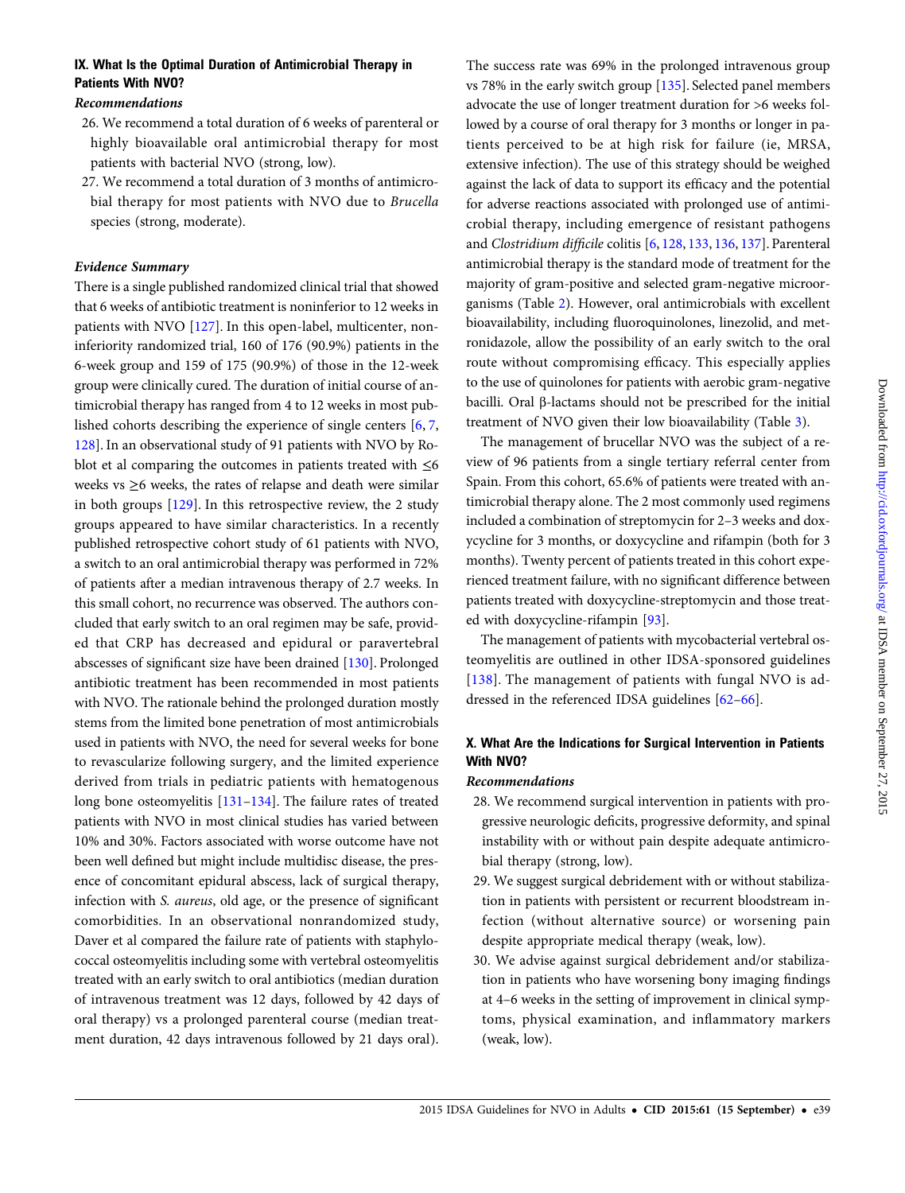### IX. What Is the Optimal Duration of Antimicrobial Therapy in Patients With NVO?

*Recommendations*

26. We recommend a total duration of 6 weeks of parenteral or highly bioavailable oral antimicrobial therapy for most patients with bacterial NVO (strong, low).
27. We recommend a total duration of 3 months of antimicrobial therapy for most patients with NVO due to *Brucella* species (strong, moderate).

*Evidence Summary*

There is a single published randomized clinical trial that showed that 6 weeks of antibiotic treatment is noninferior to 12 weeks in patients with NVO [127]. In this open-label, multicenter, noninferiority randomized trial, 160 of 176 (90.9%) patients in the 6-week group and 159 of 175 (90.9%) of those in the 12-week group were clinically cured. The duration of initial course of antimicrobial therapy has ranged from 4 to 12 weeks in most published cohorts describing the experience of single centers [6, 7, 128]. In an observational study of 91 patients with NVO by Roblot et al comparing the outcomes in patients treated with ≤6 weeks vs ≥6 weeks, the rates of relapse and death were similar in both groups [129]. In this retrospective review, the 2 study groups appeared to have similar characteristics. In a recently published retrospective cohort study of 61 patients with NVO, a switch to an oral antimicrobial therapy was performed in 72% of patients after a median intravenous therapy of 2.7 weeks. In this small cohort, no recurrence was observed. The authors concluded that early switch to an oral regimen may be safe, provided that CRP has decreased and epidural or paravertebral abscesses of significant size have been drained [130]. Prolonged antibiotic treatment has been recommended in most patients with NVO. The rationale behind the prolonged duration mostly stems from the limited bone penetration of most antimicrobials used in patients with NVO, the need for several weeks for bone to revascularize following surgery, and the limited experience derived from trials in pediatric patients with hematogenous long bone osteomyelitis [131–134]. The failure rates of treated patients with NVO in most clinical studies has varied between 10% and 30%. Factors associated with worse outcome have not been well defined but might include multidisc disease, the presence of concomitant epidural abscess, lack of surgical therapy, infection with *S. aureus*, old age, or the presence of significant comorbidities. In an observational nonrandomized study, Daver et al compared the failure rate of patients with staphylococcal osteomyelitis including some with vertebral osteomyelitis treated with an early switch to oral antibiotics (median duration of intravenous treatment was 12 days, followed by 42 days of oral therapy) vs a prolonged parenteral course (median treatment duration, 42 days intravenous followed by 21 days oral). The success rate was 69% in the prolonged intravenous group vs 78% in the early switch group [135]. Selected panel members advocate the use of longer treatment duration for >6 weeks followed by a course of oral therapy for 3 months or longer in patients perceived to be at high risk for failure (ie, MRSA, extensive infection). The use of this strategy should be weighed against the lack of data to support its efficacy and the potential for adverse reactions associated with prolonged use of antimicrobial therapy, including emergence of resistant pathogens and *Clostridium difficile* colitis [6, 128, 133, 136, 137]. Parenteral antimicrobial therapy is the standard mode of treatment for the majority of gram-positive and selected gram-negative microorganisms (Table 2). However, oral antimicrobials with excellent bioavailability, including fluoroquinolones, linezolid, and metronidazole, allow the possibility of an early switch to the oral route without compromising efficacy. This especially applies to the use of quinolones for patients with aerobic gram-negative bacilli. Oral β-lactams should not be prescribed for the initial treatment of NVO given their low bioavailability (Table 3).

The management of brucellar NVO was the subject of a review of 96 patients from a single tertiary referral center from Spain. From this cohort, 65.6% of patients were treated with antimicrobial therapy alone. The 2 most commonly used regimens included a combination of streptomycin for 2–3 weeks and doxycycline for 3 months, or doxycycline and rifampin (both for 3 months). Twenty percent of patients treated in this cohort experienced treatment failure, with no significant difference between patients treated with doxycycline-streptomycin and those treated with doxycycline-rifampin [93].

The management of patients with mycobacterial vertebral osteomyelitis are outlined in other IDSA-sponsored guidelines [138]. The management of patients with fungal NVO is addressed in the referenced IDSA guidelines [62–66].

### X. What Are the Indications for Surgical Intervention in Patients With NVO?

*Recommendations*

28. We recommend surgical intervention in patients with progressive neurologic deficits, progressive deformity, and spinal instability with or without pain despite adequate antimicrobial therapy (strong, low).
29. We suggest surgical debridement with or without stabilization in patients with persistent or recurrent bloodstream infection (without alternative source) or worsening pain despite appropriate medical therapy (weak, low).
30. We advise against surgical debridement and/or stabilization in patients who have worsening bony imaging findings at 4–6 weeks in the setting of improvement in clinical symptoms, physical examination, and inflammatory markers (weak, low).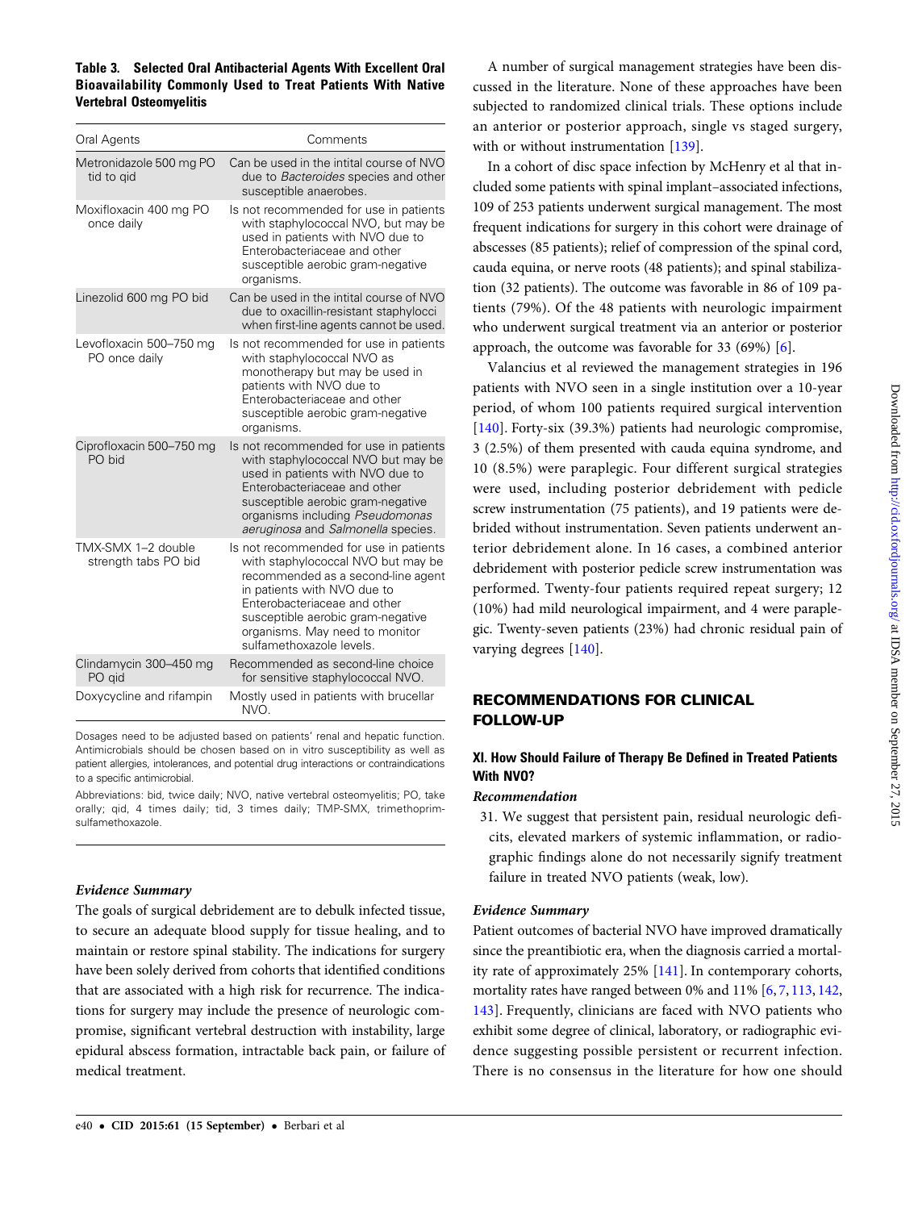**Table 3. Selected Oral Antibacterial Agents With Excellent Oral Bioavailability Commonly Used to Treat Patients With Native Vertebral Osteomyelitis**

| Oral Agents | Comments |
|---|---|
| Metronidazole 500 mg PO tid to qid | Can be used in the intital course of NVO due to *Bacteroides* species and other susceptible anaerobes. |
| Moxifloxacin 400 mg PO once daily | Is not recommended for use in patients with staphylococcal NVO, but may be used in patients with NVO due to Enterobacteriaceae and other susceptible aerobic gram-negative organisms. |
| Linezolid 600 mg PO bid | Can be used in the intital course of NVO due to oxacillin-resistant staphylocci when first-line agents cannot be used. |
| Levofloxacin 500–750 mg PO once daily | Is not recommended for use in patients with staphylococcal NVO as monotherapy but may be used in patients with NVO due to Enterobacteriaceae and other susceptible aerobic gram-negative organisms. |
| Ciprofloxacin 500–750 mg PO bid | Is not recommended for use in patients with staphylococcal NVO but may be used in patients with NVO due to Enterobacteriaceae and other susceptible aerobic gram-negative organisms including *Pseudomonas aeruginosa* and *Salmonella* species. |
| TMX-SMX 1–2 double strength tabs PO bid | Is not recommended for use in patients with staphylococcal NVO but may be recommended as a second-line agent in patients with NVO due to Enterobacteriaceae and other susceptible aerobic gram-negative organisms. May need to monitor sulfamethoxazole levels. |
| Clindamycin 300–450 mg PO qid | Recommended as second-line choice for sensitive staphylococcal NVO. |
| Doxycycline and rifampin | Mostly used in patients with brucellar NVO. |

Dosages need to be adjusted based on patients' renal and hepatic function. Antimicrobials should be chosen based on in vitro susceptibility as well as patient allergies, intolerances, and potential drug interactions or contraindications to a specific antimicrobial.

Abbreviations: bid, twice daily; NVO, native vertebral osteomyelitis; PO, take orally; qid, 4 times daily; tid, 3 times daily; TMP-SMX, trimethoprim-sulfamethoxazole.

### *Evidence Summary*

The goals of surgical debridement are to debulk infected tissue, to secure an adequate blood supply for tissue healing, and to maintain or restore spinal stability. The indications for surgery have been solely derived from cohorts that identified conditions that are associated with a high risk for recurrence. The indications for surgery may include the presence of neurologic compromise, significant vertebral destruction with instability, large epidural abscess formation, intractable back pain, or failure of medical treatment.

A number of surgical management strategies have been discussed in the literature. None of these approaches have been subjected to randomized clinical trials. These options include an anterior or posterior approach, single vs staged surgery, with or without instrumentation [139].

In a cohort of disc space infection by McHenry et al that included some patients with spinal implant–associated infections, 109 of 253 patients underwent surgical management. The most frequent indications for surgery in this cohort were drainage of abscesses (85 patients); relief of compression of the spinal cord, cauda equina, or nerve roots (48 patients); and spinal stabilization (32 patients). The outcome was favorable in 86 of 109 patients (79%). Of the 48 patients with neurologic impairment who underwent surgical treatment via an anterior or posterior approach, the outcome was favorable for 33 (69%) [6].

Valancius et al reviewed the management strategies in 196 patients with NVO seen in a single institution over a 10-year period, of whom 100 patients required surgical intervention [140]. Forty-six (39.3%) patients had neurologic compromise, 3 (2.5%) of them presented with cauda equina syndrome, and 10 (8.5%) were paraplegic. Four different surgical strategies were used, including posterior debridement with pedicle screw instrumentation (75 patients), and 19 patients were debrided without instrumentation. Seven patients underwent anterior debridement alone. In 16 cases, a combined anterior debridement with posterior pedicle screw instrumentation was performed. Twenty-four patients required repeat surgery; 12 (10%) had mild neurological impairment, and 4 were paraplegic. Twenty-seven patients (23%) had chronic residual pain of varying degrees [140].

## RECOMMENDATIONS FOR CLINICAL FOLLOW-UP

### XI. How Should Failure of Therapy Be Defined in Treated Patients With NVO?

#### *Recommendation*

31. We suggest that persistent pain, residual neurologic deficits, elevated markers of systemic inflammation, or radiographic findings alone do not necessarily signify treatment failure in treated NVO patients (weak, low).

#### *Evidence Summary*

Patient outcomes of bacterial NVO have improved dramatically since the preantibiotic era, when the diagnosis carried a mortality rate of approximately 25% [141]. In contemporary cohorts, mortality rates have ranged between 0% and 11% [6, 7, 113, 142, 143]. Frequently, clinicians are faced with NVO patients who exhibit some degree of clinical, laboratory, or radiographic evidence suggesting possible persistent or recurrent infection. There is no consensus in the literature for how one should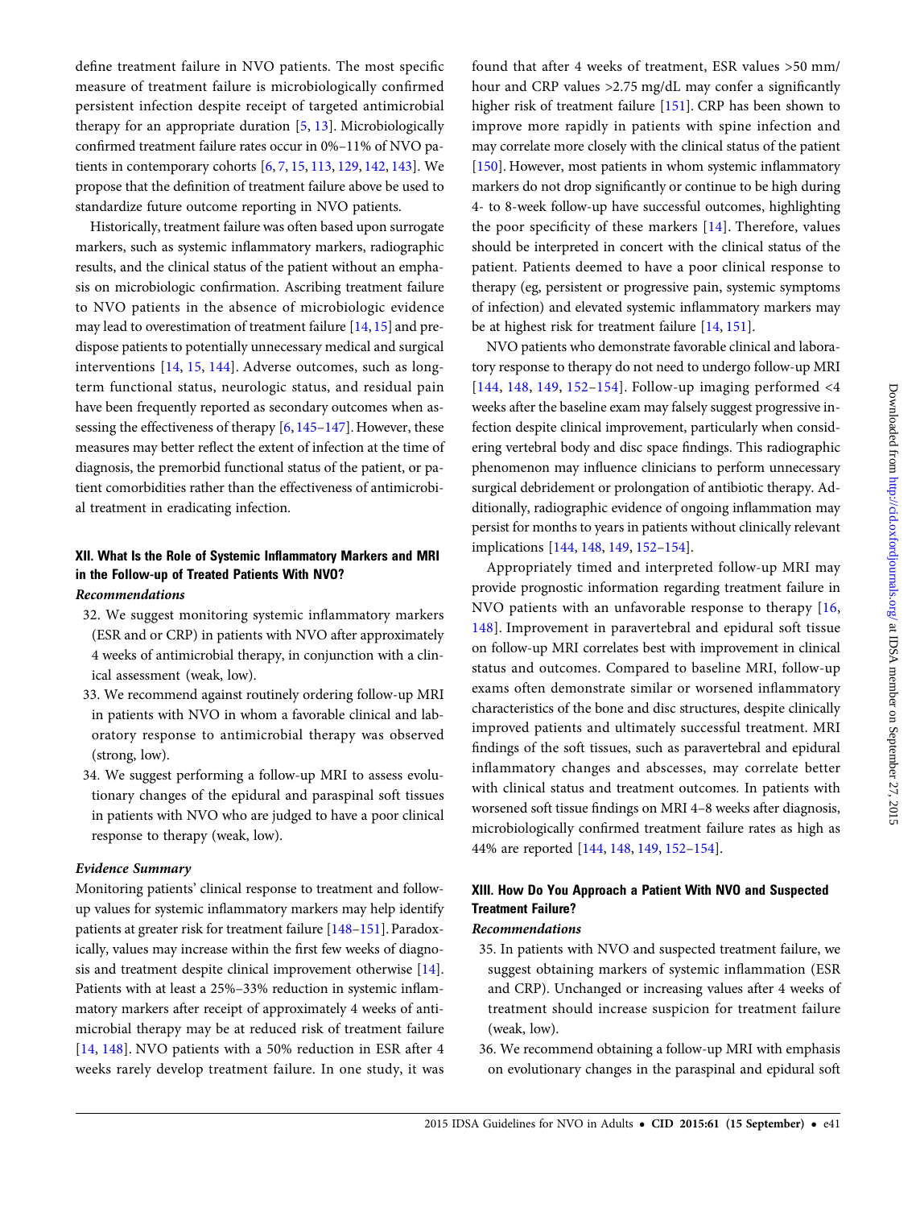define treatment failure in NVO patients. The most specific measure of treatment failure is microbiologically confirmed persistent infection despite receipt of targeted antimicrobial therapy for an appropriate duration [5, 13]. Microbiologically confirmed treatment failure rates occur in 0%–11% of NVO patients in contemporary cohorts [6, 7, 15, 113, 129, 142, 143]. We propose that the definition of treatment failure above be used to standardize future outcome reporting in NVO patients.

Historically, treatment failure was often based upon surrogate markers, such as systemic inflammatory markers, radiographic results, and the clinical status of the patient without an emphasis on microbiologic confirmation. Ascribing treatment failure to NVO patients in the absence of microbiologic evidence may lead to overestimation of treatment failure [14, 15] and predispose patients to potentially unnecessary medical and surgical interventions [14, 15, 144]. Adverse outcomes, such as long-term functional status, neurologic status, and residual pain have been frequently reported as secondary outcomes when assessing the effectiveness of therapy [6, 145–147]. However, these measures may better reflect the extent of infection at the time of diagnosis, the premorbid functional status of the patient, or patient comorbidities rather than the effectiveness of antimicrobial treatment in eradicating infection.

## XII. What Is the Role of Systemic Inflammatory Markers and MRI in the Follow-up of Treated Patients With NVO?

### *Recommendations*

32. We suggest monitoring systemic inflammatory markers (ESR and or CRP) in patients with NVO after approximately 4 weeks of antimicrobial therapy, in conjunction with a clinical assessment (weak, low).
33. We recommend against routinely ordering follow-up MRI in patients with NVO in whom a favorable clinical and laboratory response to antimicrobial therapy was observed (strong, low).
34. We suggest performing a follow-up MRI to assess evolutionary changes of the epidural and paraspinal soft tissues in patients with NVO who are judged to have a poor clinical response to therapy (weak, low).

### *Evidence Summary*

Monitoring patients' clinical response to treatment and follow-up values for systemic inflammatory markers may help identify patients at greater risk for treatment failure [148–151]. Paradoxically, values may increase within the first few weeks of diagnosis and treatment despite clinical improvement otherwise [14]. Patients with at least a 25%–33% reduction in systemic inflammatory markers after receipt of approximately 4 weeks of antimicrobial therapy may be at reduced risk of treatment failure [14, 148]. NVO patients with a 50% reduction in ESR after 4 weeks rarely develop treatment failure. In one study, it was found that after 4 weeks of treatment, ESR values >50 mm/hour and CRP values >2.75 mg/dL may confer a significantly higher risk of treatment failure [151]. CRP has been shown to improve more rapidly in patients with spine infection and may correlate more closely with the clinical status of the patient [150]. However, most patients in whom systemic inflammatory markers do not drop significantly or continue to be high during 4- to 8-week follow-up have successful outcomes, highlighting the poor specificity of these markers [14]. Therefore, values should be interpreted in concert with the clinical status of the patient. Patients deemed to have a poor clinical response to therapy (eg, persistent or progressive pain, systemic symptoms of infection) and elevated systemic inflammatory markers may be at highest risk for treatment failure [14, 151].

NVO patients who demonstrate favorable clinical and laboratory response to therapy do not need to undergo follow-up MRI [144, 148, 149, 152–154]. Follow-up imaging performed <4 weeks after the baseline exam may falsely suggest progressive infection despite clinical improvement, particularly when considering vertebral body and disc space findings. This radiographic phenomenon may influence clinicians to perform unnecessary surgical debridement or prolongation of antibiotic therapy. Additionally, radiographic evidence of ongoing inflammation may persist for months to years in patients without clinically relevant implications [144, 148, 149, 152–154].

Appropriately timed and interpreted follow-up MRI may provide prognostic information regarding treatment failure in NVO patients with an unfavorable response to therapy [16, 148]. Improvement in paravertebral and epidural soft tissue on follow-up MRI correlates best with improvement in clinical status and outcomes. Compared to baseline MRI, follow-up exams often demonstrate similar or worsened inflammatory characteristics of the bone and disc structures, despite clinically improved patients and ultimately successful treatment. MRI findings of the soft tissues, such as paravertebral and epidural inflammatory changes and abscesses, may correlate better with clinical status and treatment outcomes. In patients with worsened soft tissue findings on MRI 4–8 weeks after diagnosis, microbiologically confirmed treatment failure rates as high as 44% are reported [144, 148, 149, 152–154].

## XIII. How Do You Approach a Patient With NVO and Suspected Treatment Failure?

### *Recommendations*

35. In patients with NVO and suspected treatment failure, we suggest obtaining markers of systemic inflammation (ESR and CRP). Unchanged or increasing values after 4 weeks of treatment should increase suspicion for treatment failure (weak, low).
36. We recommend obtaining a follow-up MRI with emphasis on evolutionary changes in the paraspinal and epidural soft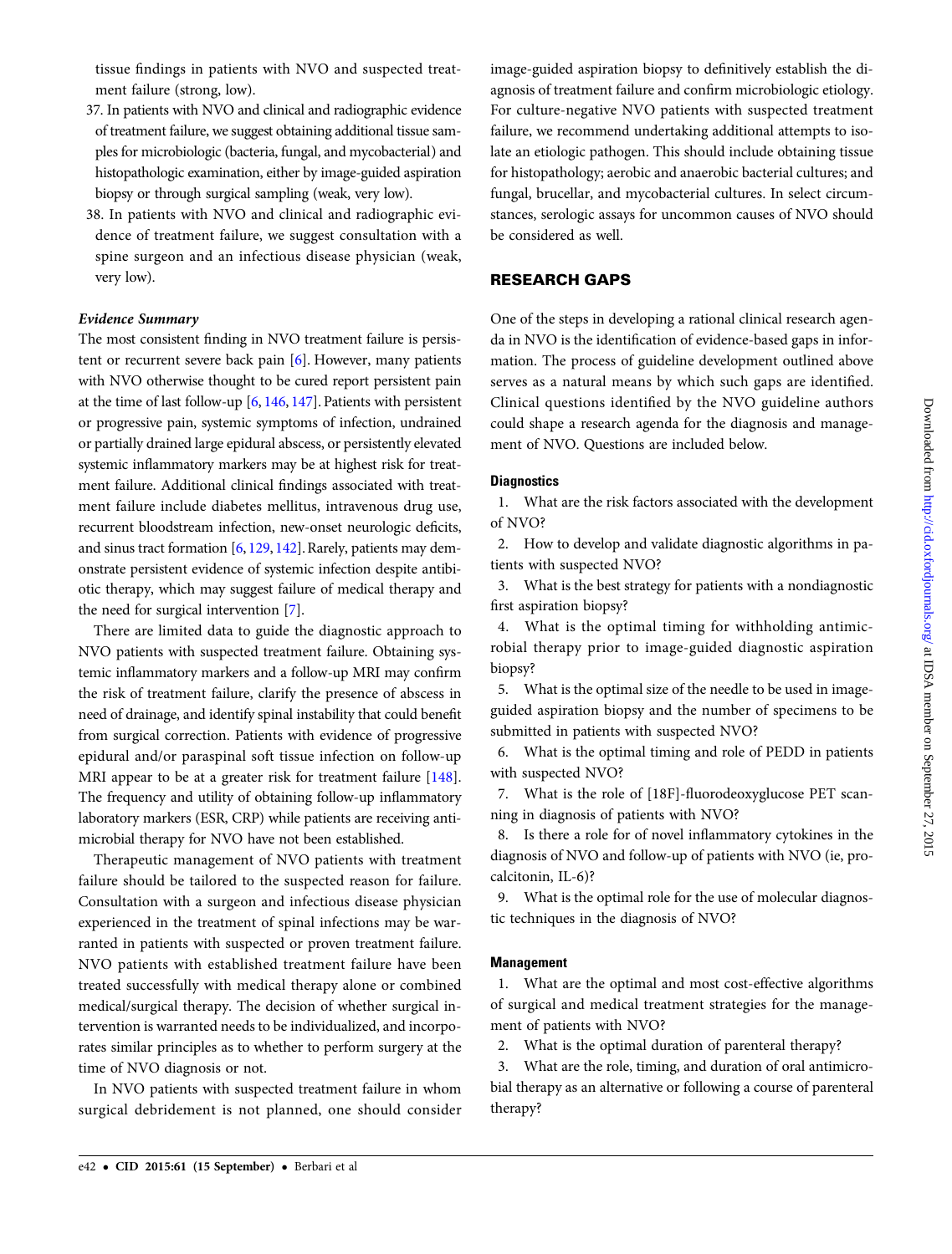tissue findings in patients with NVO and suspected treatment failure (strong, low).

37. In patients with NVO and clinical and radiographic evidence of treatment failure, we suggest obtaining additional tissue samples for microbiologic (bacteria, fungal, and mycobacterial) and histopathologic examination, either by image-guided aspiration biopsy or through surgical sampling (weak, very low).
38. In patients with NVO and clinical and radiographic evidence of treatment failure, we suggest consultation with a spine surgeon and an infectious disease physician (weak, very low).

***Evidence Summary***

The most consistent finding in NVO treatment failure is persistent or recurrent severe back pain [6]. However, many patients with NVO otherwise thought to be cured report persistent pain at the time of last follow-up [6, 146, 147]. Patients with persistent or progressive pain, systemic symptoms of infection, undrained or partially drained large epidural abscess, or persistently elevated systemic inflammatory markers may be at highest risk for treatment failure. Additional clinical findings associated with treatment failure include diabetes mellitus, intravenous drug use, recurrent bloodstream infection, new-onset neurologic deficits, and sinus tract formation [6, 129, 142]. Rarely, patients may demonstrate persistent evidence of systemic infection despite antibiotic therapy, which may suggest failure of medical therapy and the need for surgical intervention [7].

There are limited data to guide the diagnostic approach to NVO patients with suspected treatment failure. Obtaining systemic inflammatory markers and a follow-up MRI may confirm the risk of treatment failure, clarify the presence of abscess in need of drainage, and identify spinal instability that could benefit from surgical correction. Patients with evidence of progressive epidural and/or paraspinal soft tissue infection on follow-up MRI appear to be at a greater risk for treatment failure [148]. The frequency and utility of obtaining follow-up inflammatory laboratory markers (ESR, CRP) while patients are receiving antimicrobial therapy for NVO have not been established.

Therapeutic management of NVO patients with treatment failure should be tailored to the suspected reason for failure. Consultation with a surgeon and infectious disease physician experienced in the treatment of spinal infections may be warranted in patients with suspected or proven treatment failure. NVO patients with established treatment failure have been treated successfully with medical therapy alone or combined medical/surgical therapy. The decision of whether surgical intervention is warranted needs to be individualized, and incorporates similar principles as to whether to perform surgery at the time of NVO diagnosis or not.

In NVO patients with suspected treatment failure in whom surgical debridement is not planned, one should consider image-guided aspiration biopsy to definitively establish the diagnosis of treatment failure and confirm microbiologic etiology. For culture-negative NVO patients with suspected treatment failure, we recommend undertaking additional attempts to isolate an etiologic pathogen. This should include obtaining tissue for histopathology; aerobic and anaerobic bacterial cultures; and fungal, brucellar, and mycobacterial cultures. In select circumstances, serologic assays for uncommon causes of NVO should be considered as well.

## RESEARCH GAPS

One of the steps in developing a rational clinical research agenda in NVO is the identification of evidence-based gaps in information. The process of guideline development outlined above serves as a natural means by which such gaps are identified. Clinical questions identified by the NVO guideline authors could shape a research agenda for the diagnosis and management of NVO. Questions are included below.

### Diagnostics

1. What are the risk factors associated with the development of NVO?
2. How to develop and validate diagnostic algorithms in patients with suspected NVO?
3. What is the best strategy for patients with a nondiagnostic first aspiration biopsy?
4. What is the optimal timing for withholding antimicrobial therapy prior to image-guided diagnostic aspiration biopsy?
5. What is the optimal size of the needle to be used in image-guided aspiration biopsy and the number of specimens to be submitted in patients with suspected NVO?
6. What is the optimal timing and role of PEDD in patients with suspected NVO?
7. What is the role of [18F]-fluorodeoxyglucose PET scanning in diagnosis of patients with NVO?
8. Is there a role for of novel inflammatory cytokines in the diagnosis of NVO and follow-up of patients with NVO (ie, procalcitonin, IL-6)?
9. What is the optimal role for the use of molecular diagnostic techniques in the diagnosis of NVO?

### Management

1. What are the optimal and most cost-effective algorithms of surgical and medical treatment strategies for the management of patients with NVO?
2. What is the optimal duration of parenteral therapy?
3. What are the role, timing, and duration of oral antimicrobial therapy as an alternative or following a course of parenteral therapy?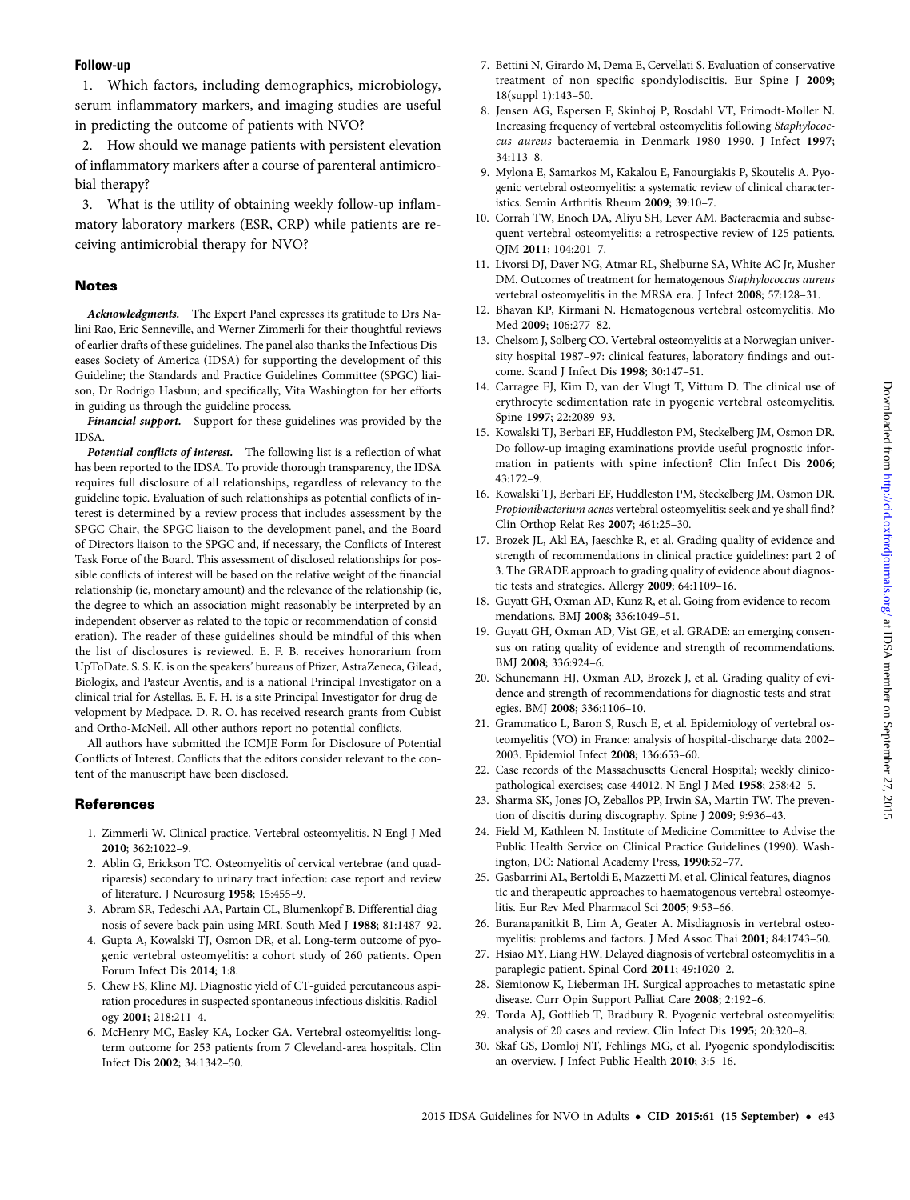### Follow-up

1. Which factors, including demographics, microbiology, serum inflammatory markers, and imaging studies are useful in predicting the outcome of patients with NVO?

2. How should we manage patients with persistent elevation of inflammatory markers after a course of parenteral antimicrobial therapy?

3. What is the utility of obtaining weekly follow-up inflammatory laboratory markers (ESR, CRP) while patients are receiving antimicrobial therapy for NVO?

## Notes

***Acknowledgments.*** The Expert Panel expresses its gratitude to Drs Nalini Rao, Eric Senneville, and Werner Zimmerli for their thoughtful reviews of earlier drafts of these guidelines. The panel also thanks the Infectious Diseases Society of America (IDSA) for supporting the development of this Guideline; the Standards and Practice Guidelines Committee (SPGC) liaison, Dr Rodrigo Hasbun; and specifically, Vita Washington for her efforts in guiding us through the guideline process.

***Financial support.*** Support for these guidelines was provided by the IDSA.

***Potential conflicts of interest.*** The following list is a reflection of what has been reported to the IDSA. To provide thorough transparency, the IDSA requires full disclosure of all relationships, regardless of relevancy to the guideline topic. Evaluation of such relationships as potential conflicts of interest is determined by a review process that includes assessment by the SPGC Chair, the SPGC liaison to the development panel, and the Board of Directors liaison to the SPGC and, if necessary, the Conflicts of Interest Task Force of the Board. This assessment of disclosed relationships for possible conflicts of interest will be based on the relative weight of the financial relationship (ie, monetary amount) and the relevance of the relationship (ie, the degree to which an association might reasonably be interpreted by an independent observer as related to the topic or recommendation of consideration). The reader of these guidelines should be mindful of this when the list of disclosures is reviewed. E. F. B. receives honorarium from UpToDate. S. S. K. is on the speakers' bureaus of Pfizer, AstraZeneca, Gilead, Biologix, and Pasteur Aventis, and is a national Principal Investigator on a clinical trial for Astellas. E. F. H. is a site Principal Investigator for drug development by Medpace. D. R. O. has received research grants from Cubist and Ortho-McNeil. All other authors report no potential conflicts.

All authors have submitted the ICMJE Form for Disclosure of Potential Conflicts of Interest. Conflicts that the editors consider relevant to the content of the manuscript have been disclosed.

## References

1. Zimmerli W. Clinical practice. Vertebral osteomyelitis. N Engl J Med **2010**; 362:1022–9.
2. Ablin G, Erickson TC. Osteomyelitis of cervical vertebrae (and quadriparesis) secondary to urinary tract infection: case report and review of literature. J Neurosurg **1958**; 15:455–9.
3. Abram SR, Tedeschi AA, Partain CL, Blumenkopf B. Differential diagnosis of severe back pain using MRI. South Med J **1988**; 81:1487–92.
4. Gupta A, Kowalski TJ, Osmon DR, et al. Long-term outcome of pyogenic vertebral osteomyelitis: a cohort study of 260 patients. Open Forum Infect Dis **2014**; 1:8.
5. Chew FS, Kline MJ. Diagnostic yield of CT-guided percutaneous aspiration procedures in suspected spontaneous infectious diskitis. Radiology **2001**; 218:211–4.
6. McHenry MC, Easley KA, Locker GA. Vertebral osteomyelitis: long-term outcome for 253 patients from 7 Cleveland-area hospitals. Clin Infect Dis **2002**; 34:1342–50.
7. Bettini N, Girardo M, Dema E, Cervellati S. Evaluation of conservative treatment of non specific spondylodiscitis. Eur Spine J **2009**; 18(suppl 1):143–50.
8. Jensen AG, Espersen F, Skinhoj P, Rosdahl VT, Frimodt-Moller N. Increasing frequency of vertebral osteomyelitis following *Staphylococcus aureus* bacteraemia in Denmark 1980–1990. J Infect **1997**; 34:113–8.
9. Mylona E, Samarkos M, Kakalou E, Fanourgiakis P, Skoutelis A. Pyogenic vertebral osteomyelitis: a systematic review of clinical characteristics. Semin Arthritis Rheum **2009**; 39:10–7.
10. Corrah TW, Enoch DA, Aliyu SH, Lever AM. Bacteraemia and subsequent vertebral osteomyelitis: a retrospective review of 125 patients. QJM **2011**; 104:201–7.
11. Livorsi DJ, Daver NG, Atmar RL, Shelburne SA, White AC Jr, Musher DM. Outcomes of treatment for hematogenous *Staphylococcus aureus* vertebral osteomyelitis in the MRSA era. J Infect **2008**; 57:128–31.
12. Bhavan KP, Kirmani N. Hematogenous vertebral osteomyelitis. Mo Med **2009**; 106:277–82.
13. Chelsom J, Solberg CO. Vertebral osteomyelitis at a Norwegian university hospital 1987–97: clinical features, laboratory findings and outcome. Scand J Infect Dis **1998**; 30:147–51.
14. Carragee EJ, Kim D, van der Vlugt T, Vittum D. The clinical use of erythrocyte sedimentation rate in pyogenic vertebral osteomyelitis. Spine **1997**; 22:2089–93.
15. Kowalski TJ, Berbari EF, Huddleston PM, Steckelberg JM, Osmon DR. Do follow-up imaging examinations provide useful prognostic information in patients with spine infection? Clin Infect Dis **2006**; 43:172–9.
16. Kowalski TJ, Berbari EF, Huddleston PM, Steckelberg JM, Osmon DR. *Propionibacterium acnes* vertebral osteomyelitis: seek and ye shall find? Clin Orthop Relat Res **2007**; 461:25–30.
17. Brozek JL, Akl EA, Jaeschke R, et al. Grading quality of evidence and strength of recommendations in clinical practice guidelines: part 2 of 3. The GRADE approach to grading quality of evidence about diagnostic tests and strategies. Allergy **2009**; 64:1109–16.
18. Guyatt GH, Oxman AD, Kunz R, et al. Going from evidence to recommendations. BMJ **2008**; 336:1049–51.
19. Guyatt GH, Oxman AD, Vist GE, et al. GRADE: an emerging consensus on rating quality of evidence and strength of recommendations. BMJ **2008**; 336:924–6.
20. Schunemann HJ, Oxman AD, Brozek J, et al. Grading quality of evidence and strength of recommendations for diagnostic tests and strategies. BMJ **2008**; 336:1106–10.
21. Grammatico L, Baron S, Rusch E, et al. Epidemiology of vertebral osteomyelitis (VO) in France: analysis of hospital-discharge data 2002–2003. Epidemiol Infect **2008**; 136:653–60.
22. Case records of the Massachusetts General Hospital; weekly clinicopathological exercises; case 44012. N Engl J Med **1958**; 258:42–5.
23. Sharma SK, Jones JO, Zeballos PP, Irwin SA, Martin TW. The prevention of discitis during discography. Spine J **2009**; 9:936–43.
24. Field M, Kathleen N. Institute of Medicine Committee to Advise the Public Health Service on Clinical Practice Guidelines (1990). Washington, DC: National Academy Press, **1990**:52–77.
25. Gasbarrini AL, Bertoldi E, Mazzetti M, et al. Clinical features, diagnostic and therapeutic approaches to haematogenous vertebral osteomyelitis. Eur Rev Med Pharmacol Sci **2005**; 9:53–66.
26. Buranapanitkit B, Lim A, Geater A. Misdiagnosis in vertebral osteomyelitis: problems and factors. J Med Assoc Thai **2001**; 84:1743–50.
27. Hsiao MY, Liang HW. Delayed diagnosis of vertebral osteomyelitis in a paraplegic patient. Spinal Cord **2011**; 49:1020–2.
28. Siemionow K, Lieberman IH. Surgical approaches to metastatic spine disease. Curr Opin Support Palliat Care **2008**; 2:192–6.
29. Torda AJ, Gottlieb T, Bradbury R. Pyogenic vertebral osteomyelitis: analysis of 20 cases and review. Clin Infect Dis **1995**; 20:320–8.
30. Skaf GS, Domloj NT, Fehlings MG, et al. Pyogenic spondylodiscitis: an overview. J Infect Public Health **2010**; 3:5–16.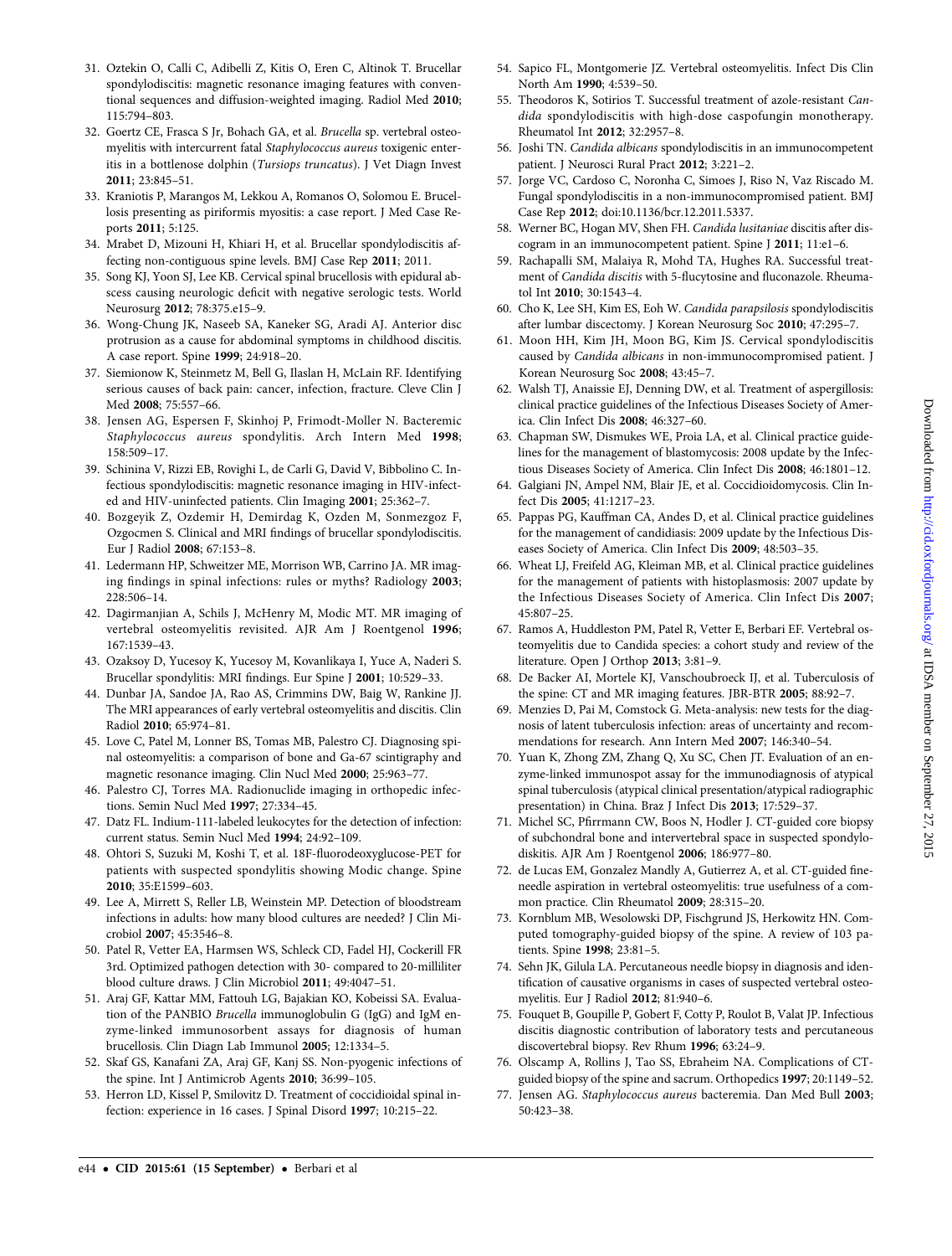31. Oztekin O, Calli C, Adibelli Z, Kitis O, Eren C, Altinok T. Brucellar spondylodiscitis: magnetic resonance imaging features with conventional sequences and diffusion-weighted imaging. Radiol Med 2010; 115:794–803.
32. Goertz CE, Frasca S Jr, Bohach GA, et al. *Brucella* sp. vertebral osteomyelitis with intercurrent fatal *Staphylococcus aureus* toxigenic enteritis in a bottlenose dolphin (*Tursiops truncatus*). J Vet Diagn Invest 2011; 23:845–51.
33. Kraniotis P, Marangos M, Lekkou A, Romanos O, Solomou E. Brucellosis presenting as piriformis myositis: a case report. J Med Case Reports 2011; 5:125.
34. Mrabet D, Mizouni H, Khiari H, et al. Brucellar spondylodiscitis affecting non-contiguous spine levels. BMJ Case Rep 2011; 2011.
35. Song KJ, Yoon SJ, Lee KB. Cervical spinal brucellosis with epidural abscess causing neurologic deficit with negative serologic tests. World Neurosurg 2012; 78:375.e15–9.
36. Wong-Chung JK, Naseeb SA, Kaneker SG, Aradi AJ. Anterior disc protrusion as a cause for abdominal symptoms in childhood discitis. A case report. Spine 1999; 24:918–20.
37. Siemionow K, Steinmetz M, Bell G, Ilaslan H, McLain RF. Identifying serious causes of back pain: cancer, infection, fracture. Cleve Clin J Med 2008; 75:557–66.
38. Jensen AG, Espersen F, Skinhoj P, Frimodt-Moller N. Bacteremic *Staphylococcus aureus* spondylitis. Arch Intern Med 1998; 158:509–17.
39. Schinina V, Rizzi EB, Rovighi L, de Carli G, David V, Bibbolino C. Infectious spondylodiscitis: magnetic resonance imaging in HIV-infected and HIV-uninfected patients. Clin Imaging 2001; 25:362–7.
40. Bozgeyik Z, Ozdemir H, Demirdag K, Ozden M, Sonmezgoz F, Ozgocmen S. Clinical and MRI findings of brucellar spondylodiscitis. Eur J Radiol 2008; 67:153–8.
41. Ledermann HP, Schweitzer ME, Morrison WB, Carrino JA. MR imaging findings in spinal infections: rules or myths? Radiology 2003; 228:506–14.
42. Dagirmanjian A, Schils J, McHenry M, Modic MT. MR imaging of vertebral osteomyelitis revisited. AJR Am J Roentgenol 1996; 167:1539–43.
43. Ozaksoy D, Yucesoy K, Yucesoy M, Kovanlikaya I, Yuce A, Naderi S. Brucellar spondylitis: MRI findings. Eur Spine J 2001; 10:529–33.
44. Dunbar JA, Sandoe JA, Rao AS, Crimmins DW, Baig W, Rankine JJ. The MRI appearances of early vertebral osteomyelitis and discitis. Clin Radiol 2010; 65:974–81.
45. Love C, Patel M, Lonner BS, Tomas MB, Palestro CJ. Diagnosing spinal osteomyelitis: a comparison of bone and Ga-67 scintigraphy and magnetic resonance imaging. Clin Nucl Med 2000; 25:963–77.
46. Palestro CJ, Torres MA. Radionuclide imaging in orthopedic infections. Semin Nucl Med 1997; 27:334–45.
47. Datz FL. Indium-111-labeled leukocytes for the detection of infection: current status. Semin Nucl Med 1994; 24:92–109.
48. Ohtori S, Suzuki M, Koshi T, et al. 18F-fluorodeoxyglucose-PET for patients with suspected spondylitis showing Modic change. Spine 2010; 35:E1599–603.
49. Lee A, Mirrett S, Reller LB, Weinstein MP. Detection of bloodstream infections in adults: how many blood cultures are needed? J Clin Microbiol 2007; 45:3546–8.
50. Patel R, Vetter EA, Harmsen WS, Schleck CD, Fadel HJ, Cockerill FR 3rd. Optimized pathogen detection with 30- compared to 20-milliliter blood culture draws. J Clin Microbiol 2011; 49:4047–51.
51. Araj GF, Kattar MM, Fattouh LG, Bajakian KO, Kobeissi SA. Evaluation of the PANBIO *Brucella* immunoglobulin G (IgG) and IgM enzyme-linked immunosorbent assays for diagnosis of human brucellosis. Clin Diagn Lab Immunol 2005; 12:1334–5.
52. Skaf GS, Kanafani ZA, Araj GF, Kanj SS. Non-pyogenic infections of the spine. Int J Antimicrob Agents 2010; 36:99–105.
53. Herron LD, Kissel P, Smilovitz D. Treatment of coccidioidal spinal infection: experience in 16 cases. J Spinal Disord 1997; 10:215–22.
54. Sapico FL, Montgomerie JZ. Vertebral osteomyelitis. Infect Dis Clin North Am 1990; 4:539–50.
55. Theodoros K, Sotirios T. Successful treatment of azole-resistant *Candida* spondylodiscitis with high-dose caspofungin monotherapy. Rheumatol Int 2012; 32:2957–8.
56. Joshi TN. *Candida albicans* spondylodiscitis in an immunocompetent patient. J Neurosci Rural Pract 2012; 3:221–2.
57. Jorge VC, Cardoso C, Noronha C, Simoes J, Riso N, Vaz Riscado M. Fungal spondylodiscitis in a non-immunocompromised patient. BMJ Case Rep 2012; doi:10.1136/bcr.12.2011.5337.
58. Werner BC, Hogan MV, Shen FH. *Candida lusitaniae* discitis after discogram in an immunocompetent patient. Spine J 2011; 11:e1–6.
59. Rachapalli SM, Malaiya R, Mohd TA, Hughes RA. Successful treatment of *Candida discitis* with 5-flucytosine and fluconazole. Rheumatol Int 2010; 30:1543–4.
60. Cho K, Lee SH, Kim ES, Eoh W. *Candida parapsilosis* spondylodiscitis after lumbar discectomy. J Korean Neurosurg Soc 2010; 47:295–7.
61. Moon HH, Kim JH, Moon BG, Kim JS. Cervical spondylodiscitis caused by *Candida albicans* in non-immunocompromised patient. J Korean Neurosurg Soc 2008; 43:45–7.
62. Walsh TJ, Anaissie EJ, Denning DW, et al. Treatment of aspergillosis: clinical practice guidelines of the Infectious Diseases Society of America. Clin Infect Dis 2008; 46:327–60.
63. Chapman SW, Dismukes WE, Proia LA, et al. Clinical practice guidelines for the management of blastomycosis: 2008 update by the Infectious Diseases Society of America. Clin Infect Dis 2008; 46:1801–12.
64. Galgiani JN, Ampel NM, Blair JE, et al. Coccidioidomycosis. Clin Infect Dis 2005; 41:1217–23.
65. Pappas PG, Kauffman CA, Andes D, et al. Clinical practice guidelines for the management of candidiasis: 2009 update by the Infectious Diseases Society of America. Clin Infect Dis 2009; 48:503–35.
66. Wheat LJ, Freifeld AG, Kleiman MB, et al. Clinical practice guidelines for the management of patients with histoplasmosis: 2007 update by the Infectious Diseases Society of America. Clin Infect Dis 2007; 45:807–25.
67. Ramos A, Huddleston PM, Patel R, Vetter E, Berbari EF. Vertebral osteomyelitis due to Candida species: a cohort study and review of the literature. Open J Orthop 2013; 3:81–9.
68. De Backer AI, Mortele KJ, Vanschoubroeck IJ, et al. Tuberculosis of the spine: CT and MR imaging features. JBR-BTR 2005; 88:92–7.
69. Menzies D, Pai M, Comstock G. Meta-analysis: new tests for the diagnosis of latent tuberculosis infection: areas of uncertainty and recommendations for research. Ann Intern Med 2007; 146:340–54.
70. Yuan K, Zhong ZM, Zhang Q, Xu SC, Chen JT. Evaluation of an enzyme-linked immunospot assay for the immunodiagnosis of atypical spinal tuberculosis (atypical clinical presentation/atypical radiographic presentation) in China. Braz J Infect Dis 2013; 17:529–37.
71. Michel SC, Pfirrmann CW, Boos N, Hodler J. CT-guided core biopsy of subchondral bone and intervertebral space in suspected spondylodiskitis. AJR Am J Roentgenol 2006; 186:977–80.
72. de Lucas EM, Gonzalez Mandly A, Gutierrez A, et al. CT-guided fine-needle aspiration in vertebral osteomyelitis: true usefulness of a common practice. Clin Rheumatol 2009; 28:315–20.
73. Kornblum MB, Wesolowski DP, Fischgrund JS, Herkowitz HN. Computed tomography-guided biopsy of the spine. A review of 103 patients. Spine 1998; 23:81–5.
74. Sehn JK, Gilula LA. Percutaneous needle biopsy in diagnosis and identification of causative organisms in cases of suspected vertebral osteomyelitis. Eur J Radiol 2012; 81:940–6.
75. Fouquet B, Goupille P, Gobert F, Cotty P, Roulot B, Valat JP. Infectious discitis diagnostic contribution of laboratory tests and percutaneous discovertebral biopsy. Rev Rhum 1996; 63:24–9.
76. Olscamp A, Rollins J, Tao SS, Ebraheim NA. Complications of CT-guided biopsy of the spine and sacrum. Orthopedics 1997; 20:1149–52.
77. Jensen AG. *Staphylococcus aureus* bacteremia. Dan Med Bull 2003; 50:423–38.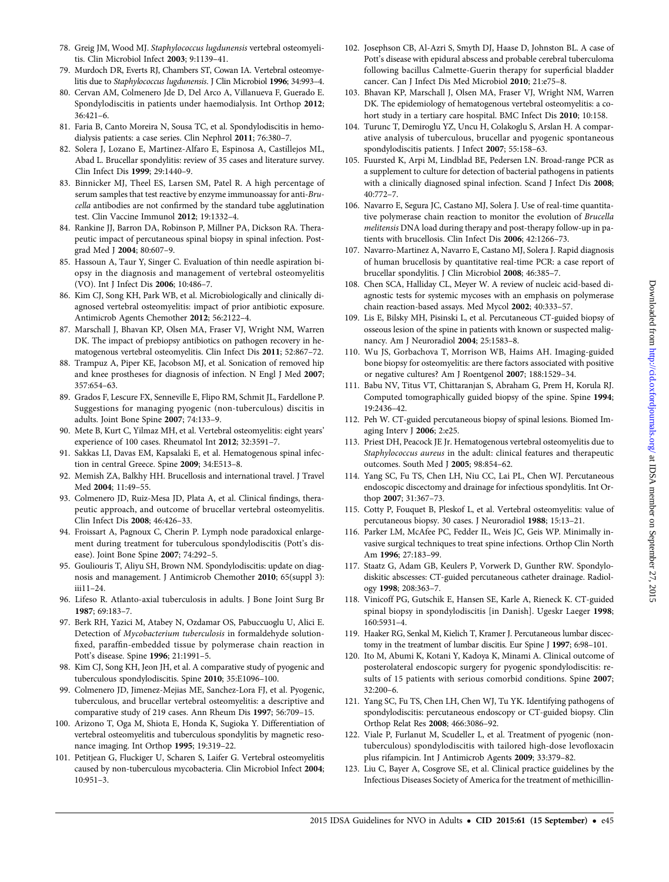78. Greig JM, Wood MJ. *Staphylococcus lugdunensis* vertebral osteomyelitis. Clin Microbiol Infect **2003**; 9:1139–41.
79. Murdoch DR, Everts RJ, Chambers ST, Cowan IA. Vertebral osteomyelitis due to *Staphylococcus lugdunensis*. J Clin Microbiol **1996**; 34:993–4.
80. Cervan AM, Colmenero Jde D, Del Arco A, Villanueva F, Guerado E. Spondylodiscitis in patients under haemodialysis. Int Orthop **2012**; 36:421–6.
81. Faria B, Canto Moreira N, Sousa TC, et al. Spondylodiscitis in hemodialysis patients: a case series. Clin Nephrol **2011**; 76:380–7.
82. Solera J, Lozano E, Martinez-Alfaro E, Espinosa A, Castillejos ML, Abad L. Brucellar spondylitis: review of 35 cases and literature survey. Clin Infect Dis **1999**; 29:1440–9.
83. Binnicker MJ, Theel ES, Larsen SM, Patel R. A high percentage of serum samples that test reactive by enzyme immunoassay for anti-*Brucella* antibodies are not confirmed by the standard tube agglutination test. Clin Vaccine Immunol **2012**; 19:1332–4.
84. Rankine JJ, Barron DA, Robinson P, Millner PA, Dickson RA. Therapeutic impact of percutaneous spinal biopsy in spinal infection. Postgrad Med J **2004**; 80:607–9.
85. Hassoun A, Taur Y, Singer C. Evaluation of thin needle aspiration biopsy in the diagnosis and management of vertebral osteomyelitis (VO). Int J Infect Dis **2006**; 10:486–7.
86. Kim CJ, Song KH, Park WB, et al. Microbiologically and clinically diagnosed vertebral osteomyelitis: impact of prior antibiotic exposure. Antimicrob Agents Chemother **2012**; 56:2122–4.
87. Marschall J, Bhavan KP, Olsen MA, Fraser VJ, Wright NM, Warren DK. The impact of prebiopsy antibiotics on pathogen recovery in hematogenous vertebral osteomyelitis. Clin Infect Dis **2011**; 52:867–72.
88. Trampuz A, Piper KE, Jacobson MJ, et al. Sonication of removed hip and knee prostheses for diagnosis of infection. N Engl J Med **2007**; 357:654–63.
89. Grados F, Lescure FX, Senneville E, Flipo RM, Schmit JL, Fardellone P. Suggestions for managing pyogenic (non-tuberculous) discitis in adults. Joint Bone Spine **2007**; 74:133–9.
90. Mete B, Kurt C, Yilmaz MH, et al. Vertebral osteomyelitis: eight years' experience of 100 cases. Rheumatol Int **2012**; 32:3591–7.
91. Sakkas LI, Davas EM, Kapsalaki E, et al. Hematogenous spinal infection in central Greece. Spine **2009**; 34:E513–8.
92. Memish ZA, Balkhy HH. Brucellosis and international travel. J Travel Med **2004**; 11:49–55.
93. Colmenero JD, Ruiz-Mesa JD, Plata A, et al. Clinical findings, therapeutic approach, and outcome of brucellar vertebral osteomyelitis. Clin Infect Dis **2008**; 46:426–33.
94. Froissart A, Pagnoux C, Cherin P. Lymph node paradoxical enlargement during treatment for tuberculous spondylodiscitis (Pott's disease). Joint Bone Spine **2007**; 74:292–5.
95. Gouliouris T, Aliyu SH, Brown NM. Spondylodiscitis: update on diagnosis and management. J Antimicrob Chemother **2010**; 65(suppl 3): iii11–24.
96. Lifeso R. Atlanto-axial tuberculosis in adults. J Bone Joint Surg Br **1987**; 69:183–7.
97. Berk RH, Yazici M, Atabey N, Ozdamar OS, Pabuccuoglu U, Alici E. Detection of *Mycobacterium tuberculosis* in formaldehyde solution-fixed, paraffin-embedded tissue by polymerase chain reaction in Pott's disease. Spine **1996**; 21:1991–5.
98. Kim CJ, Song KH, Jeon JH, et al. A comparative study of pyogenic and tuberculous spondylodiscitis. Spine **2010**; 35:E1096–100.
99. Colmenero JD, Jimenez-Mejias ME, Sanchez-Lora FJ, et al. Pyogenic, tuberculous, and brucellar vertebral osteomyelitis: a descriptive and comparative study of 219 cases. Ann Rheum Dis **1997**; 56:709–15.
100. Arizono T, Oga M, Shiota E, Honda K, Sugioka Y. Differentiation of vertebral osteomyelitis and tuberculous spondylitis by magnetic resonance imaging. Int Orthop **1995**; 19:319–22.
101. Petitjean G, Fluckiger U, Scharen S, Laifer G. Vertebral osteomyelitis caused by non-tuberculous mycobacteria. Clin Microbiol Infect **2004**; 10:951–3.
102. Josephson CB, Al-Azri S, Smyth DJ, Haase D, Johnston BL. A case of Pott's disease with epidural abscess and probable cerebral tuberculoma following bacillus Calmette-Guerin therapy for superficial bladder cancer. Can J Infect Dis Med Microbiol **2010**; 21:e75–8.
103. Bhavan KP, Marschall J, Olsen MA, Fraser VJ, Wright NM, Warren DK. The epidemiology of hematogenous vertebral osteomyelitis: a cohort study in a tertiary care hospital. BMC Infect Dis **2010**; 10:158.
104. Turunc T, Demiroglu YZ, Uncu H, Colakoglu S, Arslan H. A comparative analysis of tuberculous, brucellar and pyogenic spontaneous spondylodiscitis patients. J Infect **2007**; 55:158–63.
105. Fuursted K, Arpi M, Lindblad BE, Pedersen LN. Broad-range PCR as a supplement to culture for detection of bacterial pathogens in patients with a clinically diagnosed spinal infection. Scand J Infect Dis **2008**; 40:772–7.
106. Navarro E, Segura JC, Castano MJ, Solera J. Use of real-time quantitative polymerase chain reaction to monitor the evolution of *Brucella melitensis* DNA load during therapy and post-therapy follow-up in patients with brucellosis. Clin Infect Dis **2006**; 42:1266–73.
107. Navarro-Martinez A, Navarro E, Castano MJ, Solera J. Rapid diagnosis of human brucellosis by quantitative real-time PCR: a case report of brucellar spondylitis. J Clin Microbiol **2008**; 46:385–7.
108. Chen SCA, Halliday CL, Meyer W. A review of nucleic acid-based diagnostic tests for systemic mycoses with an emphasis on polymerase chain reaction-based assays. Med Mycol **2002**; 40:333–57.
109. Lis E, Bilsky MH, Pisinski L, et al. Percutaneous CT-guided biopsy of osseous lesion of the spine in patients with known or suspected malignancy. Am J Neuroradiol **2004**; 25:1583–8.
110. Wu JS, Gorbachova T, Morrison WB, Haims AH. Imaging-guided bone biopsy for osteomyelitis: are there factors associated with positive or negative cultures? Am J Roentgenol **2007**; 188:1529–34.
111. Babu NV, Titus VT, Chittaranjan S, Abraham G, Prem H, Korula RJ. Computed tomographically guided biopsy of the spine. Spine **1994**; 19:2436–42.
112. Peh W. CT-guided percutaneous biopsy of spinal lesions. Biomed Imaging Interv J **2006**; 2:e25.
113. Priest DH, Peacock JE Jr. Hematogenous vertebral osteomyelitis due to *Staphylococcus aureus* in the adult: clinical features and therapeutic outcomes. South Med J **2005**; 98:854–62.
114. Yang SC, Fu TS, Chen LH, Niu CC, Lai PL, Chen WJ. Percutaneous endoscopic discectomy and drainage for infectious spondylitis. Int Orthop **2007**; 31:367–73.
115. Cotty P, Fouquet B, Pleskof L, et al. Vertebral osteomyelitis: value of percutaneous biopsy. 30 cases. J Neuroradiol **1988**; 15:13–21.
116. Parker LM, McAfee PC, Fedder IL, Weis JC, Geis WP. Minimally invasive surgical techniques to treat spine infections. Orthop Clin North Am **1996**; 27:183–99.
117. Staatz G, Adam GB, Keulers P, Vorwerk D, Gunther RW. Spondylodiskitic abscesses: CT-guided percutaneous catheter drainage. Radiology **1998**; 208:363–7.
118. Vinicoff PG, Gutschik E, Hansen SE, Karle A, Rieneck K. CT-guided spinal biopsy in spondylodiscitis [in Danish]. Ugeskr Laeger **1998**; 160:5931–4.
119. Haaker RG, Senkal M, Kielich T, Kramer J. Percutaneous lumbar discectomy in the treatment of lumbar discitis. Eur Spine J **1997**; 6:98–101.
120. Ito M, Abumi K, Kotani Y, Kadoya K, Minami A. Clinical outcome of posterolateral endoscopic surgery for pyogenic spondylodiscitis: results of 15 patients with serious comorbid conditions. Spine **2007**; 32:200–6.
121. Yang SC, Fu TS, Chen LH, Chen WJ, Tu YK. Identifying pathogens of spondylodiscitis: percutaneous endoscopy or CT-guided biopsy. Clin Orthop Relat Res **2008**; 466:3086–92.
122. Viale P, Furlanut M, Scudeller L, et al. Treatment of pyogenic (non-tuberculous) spondylodiscitis with tailored high-dose levofloxacin plus rifampicin. Int J Antimicrob Agents **2009**; 33:379–82.
123. Liu C, Bayer A, Cosgrove SE, et al. Clinical practice guidelines by the Infectious Diseases Society of America for the treatment of methicillin-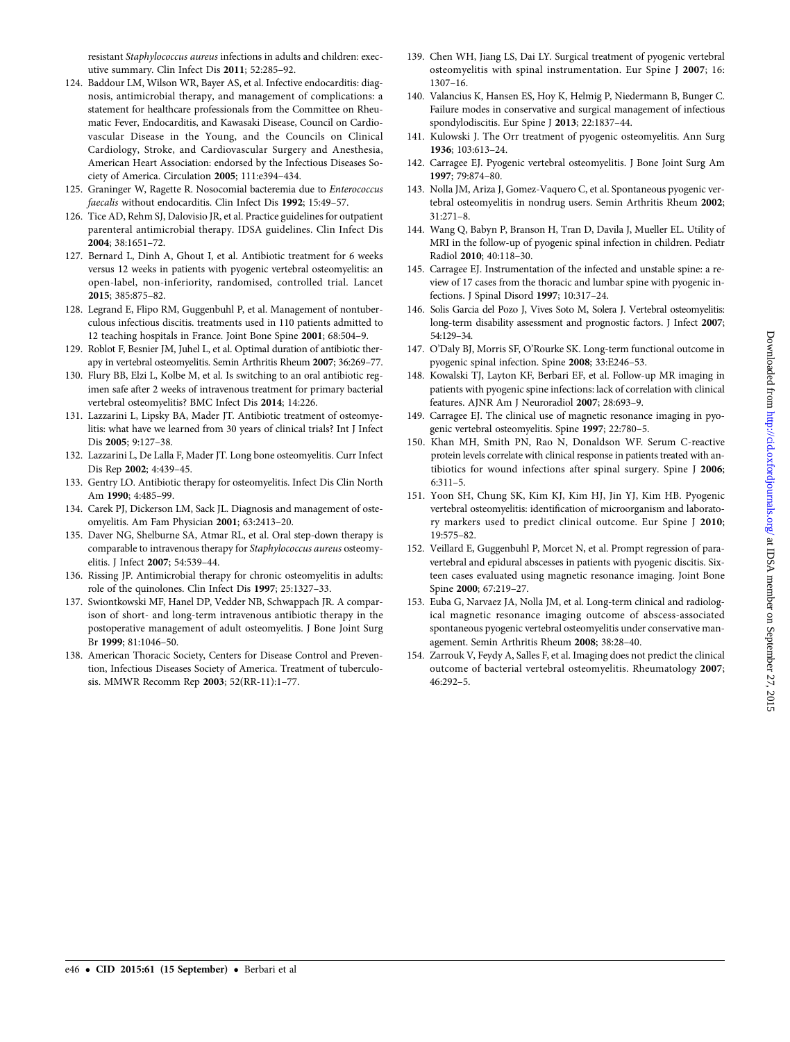resistant *Staphylococcus aureus* infections in adults and children: executive summary. Clin Infect Dis **2011**; 52:285–92.

124. Baddour LM, Wilson WR, Bayer AS, et al. Infective endocarditis: diagnosis, antimicrobial therapy, and management of complications: a statement for healthcare professionals from the Committee on Rheumatic Fever, Endocarditis, and Kawasaki Disease, Council on Cardiovascular Disease in the Young, and the Councils on Clinical Cardiology, Stroke, and Cardiovascular Surgery and Anesthesia, American Heart Association: endorsed by the Infectious Diseases Society of America. Circulation **2005**; 111:e394–434.
125. Graninger W, Ragette R. Nosocomial bacteremia due to *Enterococcus faecalis* without endocarditis. Clin Infect Dis **1992**; 15:49–57.
126. Tice AD, Rehm SJ, Dalovisio JR, et al. Practice guidelines for outpatient parenteral antimicrobial therapy. IDSA guidelines. Clin Infect Dis **2004**; 38:1651–72.
127. Bernard L, Dinh A, Ghout I, et al. Antibiotic treatment for 6 weeks versus 12 weeks in patients with pyogenic vertebral osteomyelitis: an open-label, non-inferiority, randomised, controlled trial. Lancet **2015**; 385:875–82.
128. Legrand E, Flipo RM, Guggenbuhl P, et al. Management of nontuberculous infectious discitis. treatments used in 110 patients admitted to 12 teaching hospitals in France. Joint Bone Spine **2001**; 68:504–9.
129. Roblot F, Besnier JM, Juhel L, et al. Optimal duration of antibiotic therapy in vertebral osteomyelitis. Semin Arthritis Rheum **2007**; 36:269–77.
130. Flury BB, Elzi L, Kolbe M, et al. Is switching to an oral antibiotic regimen safe after 2 weeks of intravenous treatment for primary bacterial vertebral osteomyelitis? BMC Infect Dis **2014**; 14:226.
131. Lazzarini L, Lipsky BA, Mader JT. Antibiotic treatment of osteomyelitis: what have we learned from 30 years of clinical trials? Int J Infect Dis **2005**; 9:127–38.
132. Lazzarini L, De Lalla F, Mader JT. Long bone osteomyelitis. Curr Infect Dis Rep **2002**; 4:439–45.
133. Gentry LO. Antibiotic therapy for osteomyelitis. Infect Dis Clin North Am **1990**; 4:485–99.
134. Carek PJ, Dickerson LM, Sack JL. Diagnosis and management of osteomyelitis. Am Fam Physician **2001**; 63:2413–20.
135. Daver NG, Shelburne SA, Atmar RL, et al. Oral step-down therapy is comparable to intravenous therapy for *Staphylococcus aureus* osteomyelitis. J Infect **2007**; 54:539–44.
136. Rissing JP. Antimicrobial therapy for chronic osteomyelitis in adults: role of the quinolones. Clin Infect Dis **1997**; 25:1327–33.
137. Swiontkowski MF, Hanel DP, Vedder NB, Schwappach JR. A comparison of short- and long-term intravenous antibiotic therapy in the postoperative management of adult osteomyelitis. J Bone Joint Surg Br **1999**; 81:1046–50.
138. American Thoracic Society, Centers for Disease Control and Prevention, Infectious Diseases Society of America. Treatment of tuberculosis. MMWR Recomm Rep **2003**; 52(RR-11):1–77.
139. Chen WH, Jiang LS, Dai LY. Surgical treatment of pyogenic vertebral osteomyelitis with spinal instrumentation. Eur Spine J **2007**; 16: 1307–16.
140. Valancius K, Hansen ES, Hoy K, Helmig P, Niedermann B, Bunger C. Failure modes in conservative and surgical management of infectious spondylodiscitis. Eur Spine J **2013**; 22:1837–44.
141. Kulowski J. The Orr treatment of pyogenic osteomyelitis. Ann Surg **1936**; 103:613–24.
142. Carragee EJ. Pyogenic vertebral osteomyelitis. J Bone Joint Surg Am **1997**; 79:874–80.
143. Nolla JM, Ariza J, Gomez-Vaquero C, et al. Spontaneous pyogenic vertebral osteomyelitis in nondrug users. Semin Arthritis Rheum **2002**; 31:271–8.
144. Wang Q, Babyn P, Branson H, Tran D, Davila J, Mueller EL. Utility of MRI in the follow-up of pyogenic spinal infection in children. Pediatr Radiol **2010**; 40:118–30.
145. Carragee EJ. Instrumentation of the infected and unstable spine: a review of 17 cases from the thoracic and lumbar spine with pyogenic infections. J Spinal Disord **1997**; 10:317–24.
146. Solis Garcia del Pozo J, Vives Soto M, Solera J. Vertebral osteomyelitis: long-term disability assessment and prognostic factors. J Infect **2007**; 54:129–34.
147. O'Daly BJ, Morris SF, O'Rourke SK. Long-term functional outcome in pyogenic spinal infection. Spine **2008**; 33:E246–53.
148. Kowalski TJ, Layton KF, Berbari EF, et al. Follow-up MR imaging in patients with pyogenic spine infections: lack of correlation with clinical features. AJNR Am J Neuroradiol **2007**; 28:693–9.
149. Carragee EJ. The clinical use of magnetic resonance imaging in pyogenic vertebral osteomyelitis. Spine **1997**; 22:780–5.
150. Khan MH, Smith PN, Rao N, Donaldson WF. Serum C-reactive protein levels correlate with clinical response in patients treated with antibiotics for wound infections after spinal surgery. Spine J **2006**; 6:311–5.
151. Yoon SH, Chung SK, Kim KJ, Kim HJ, Jin YJ, Kim HB. Pyogenic vertebral osteomyelitis: identification of microorganism and laboratory markers used to predict clinical outcome. Eur Spine J **2010**; 19:575–82.
152. Veillard E, Guggenbuhl P, Morcet N, et al. Prompt regression of paravertebral and epidural abscesses in patients with pyogenic discitis. Sixteen cases evaluated using magnetic resonance imaging. Joint Bone Spine **2000**; 67:219–27.
153. Euba G, Narvaez JA, Nolla JM, et al. Long-term clinical and radiological magnetic resonance imaging outcome of abscess-associated spontaneous pyogenic vertebral osteomyelitis under conservative management. Semin Arthritis Rheum **2008**; 38:28–40.
154. Zarrouk V, Feydy A, Salles F, et al. Imaging does not predict the clinical outcome of bacterial vertebral osteomyelitis. Rheumatology **2007**; 46:292–5.